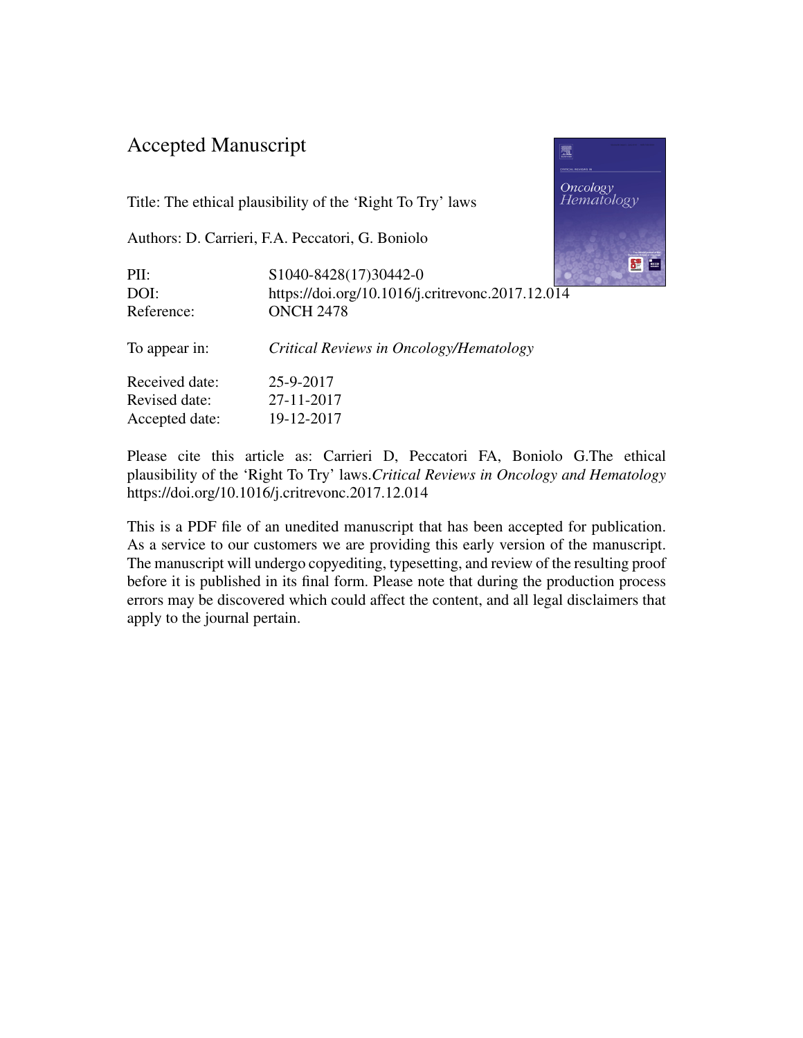# Accepted Manuscript

Title: The ethical plausibility of the 'Right To Try' laws

Authors: D. Carrieri, F.A. Peccatori, G. Boniolo

| | |
|---|---|
| PII: | S1040-8428(17)30442-0 |
| DOI: | https://doi.org/10.1016/j.critrevonc.2017.12.014 |
| Reference: | ONCH 2478 |
| To appear in: | *Critical Reviews in Oncology/Hematology* |
| Received date: | 25-9-2017 |
| Revised date: | 27-11-2017 |
| Accepted date: | 19-12-2017 |

Please cite this article as: Carrieri D, Peccatori FA, Boniolo G.The ethical plausibility of the 'Right To Try' laws.*Critical Reviews in Oncology and Hematology* https://doi.org/10.1016/j.critrevonc.2017.12.014

This is a PDF file of an unedited manuscript that has been accepted for publication. As a service to our customers we are providing this early version of the manuscript. The manuscript will undergo copyediting, typesetting, and review of the resulting proof before it is published in its final form. Please note that during the production process errors may be discovered which could affect the content, and all legal disclaimers that apply to the journal pertain.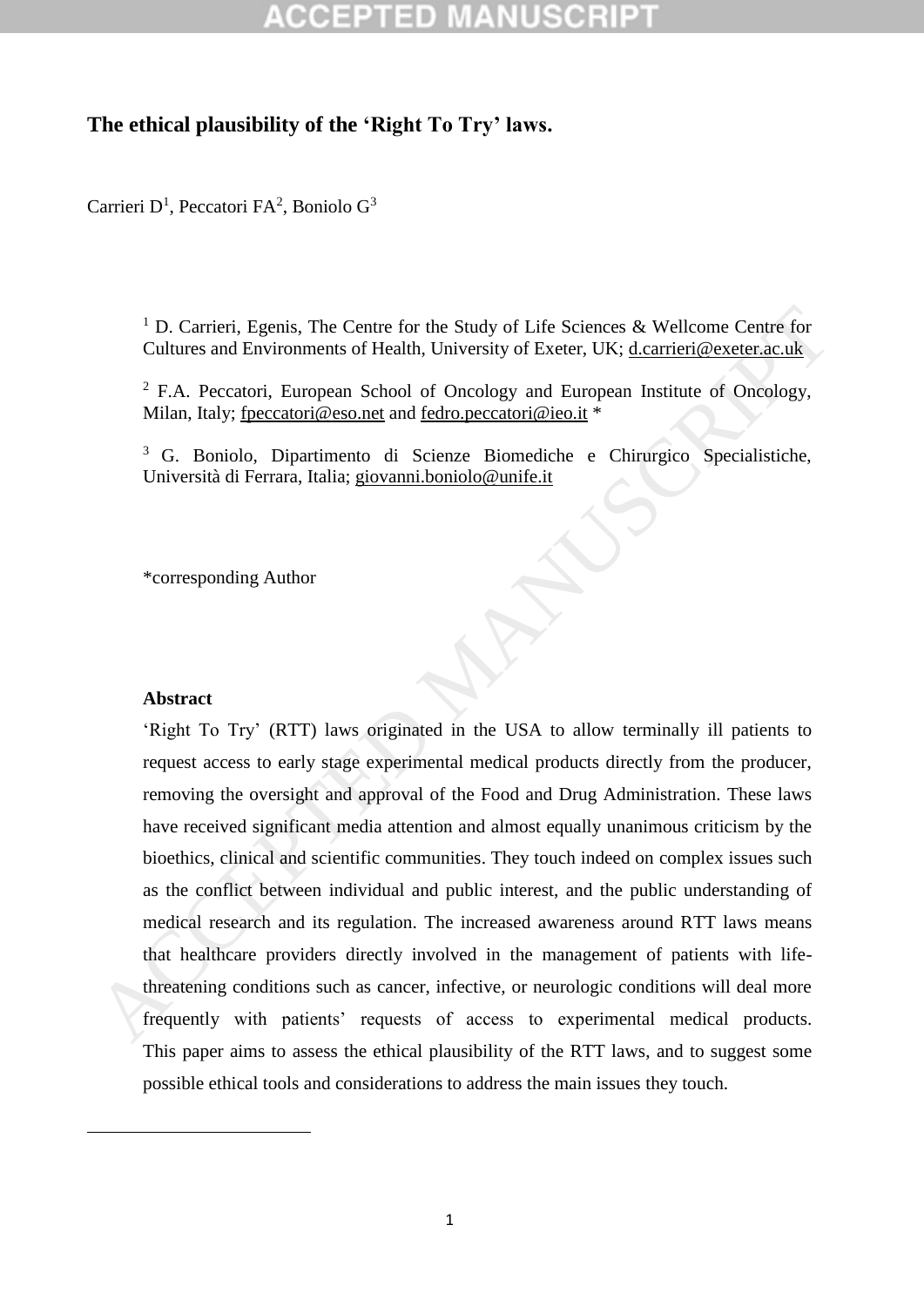# The ethical plausibility of the 'Right To Try' laws.

Carrieri D[1], Peccatori FA[2], Boniolo G[3]

[1] D. Carrieri, Egenis, The Centre for the Study of Life Sciences & Wellcome Centre for Cultures and Environments of Health, University of Exeter, UK; d.carrieri@exeter.ac.uk

[2] F.A. Peccatori, European School of Oncology and European Institute of Oncology, Milan, Italy; fpeccatori@eso.net and fedro.peccatori@ieo.it *

[3] G. Boniolo, Dipartimento di Scienze Biomediche e Chirurgico Specialistiche, Università di Ferrara, Italia; giovanni.boniolo@unife.it

*corresponding Author

**Abstract**

'Right To Try' (RTT) laws originated in the USA to allow terminally ill patients to request access to early stage experimental medical products directly from the producer, removing the oversight and approval of the Food and Drug Administration. These laws have received significant media attention and almost equally unanimous criticism by the bioethics, clinical and scientific communities. They touch indeed on complex issues such as the conflict between individual and public interest, and the public understanding of medical research and its regulation. The increased awareness around RTT laws means that healthcare providers directly involved in the management of patients with life-threatening conditions such as cancer, infective, or neurologic conditions will deal more frequently with patients' requests of access to experimental medical products. This paper aims to assess the ethical plausibility of the RTT laws, and to suggest some possible ethical tools and considerations to address the main issues they touch.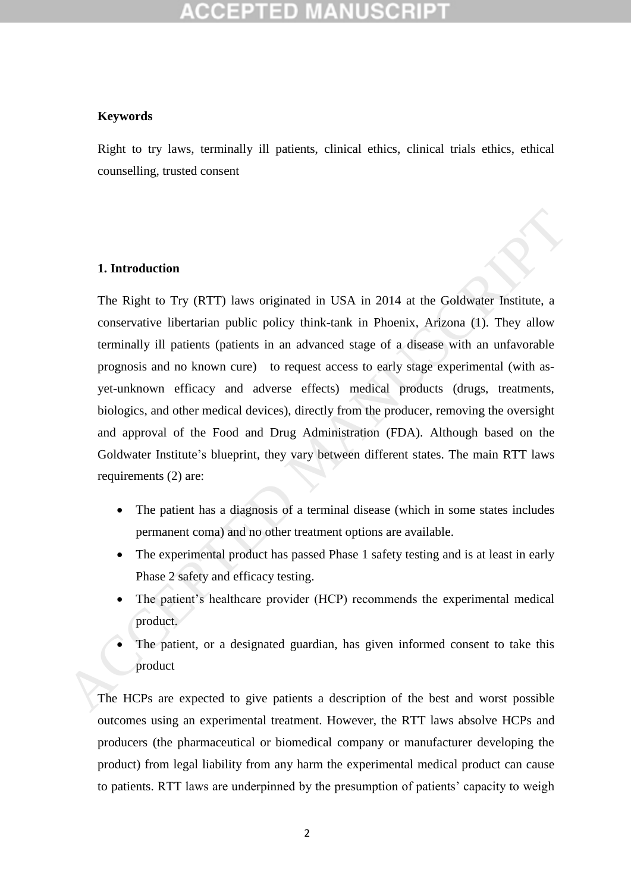**Keywords**

Right to try laws, terminally ill patients, clinical ethics, clinical trials ethics, ethical counselling, trusted consent

## 1. Introduction

The Right to Try (RTT) laws originated in USA in 2014 at the Goldwater Institute, a conservative libertarian public policy think-tank in Phoenix, Arizona (1). They allow terminally ill patients (patients in an advanced stage of a disease with an unfavorable prognosis and no known cure) to request access to early stage experimental (with as-yet-unknown efficacy and adverse effects) medical products (drugs, treatments, biologics, and other medical devices), directly from the producer, removing the oversight and approval of the Food and Drug Administration (FDA). Although based on the Goldwater Institute's blueprint, they vary between different states. The main RTT laws requirements (2) are:

- The patient has a diagnosis of a terminal disease (which in some states includes permanent coma) and no other treatment options are available.
- The experimental product has passed Phase 1 safety testing and is at least in early Phase 2 safety and efficacy testing.
- The patient's healthcare provider (HCP) recommends the experimental medical product.
- The patient, or a designated guardian, has given informed consent to take this product

The HCPs are expected to give patients a description of the best and worst possible outcomes using an experimental treatment. However, the RTT laws absolve HCPs and producers (the pharmaceutical or biomedical company or manufacturer developing the product) from legal liability from any harm the experimental medical product can cause to patients. RTT laws are underpinned by the presumption of patients' capacity to weigh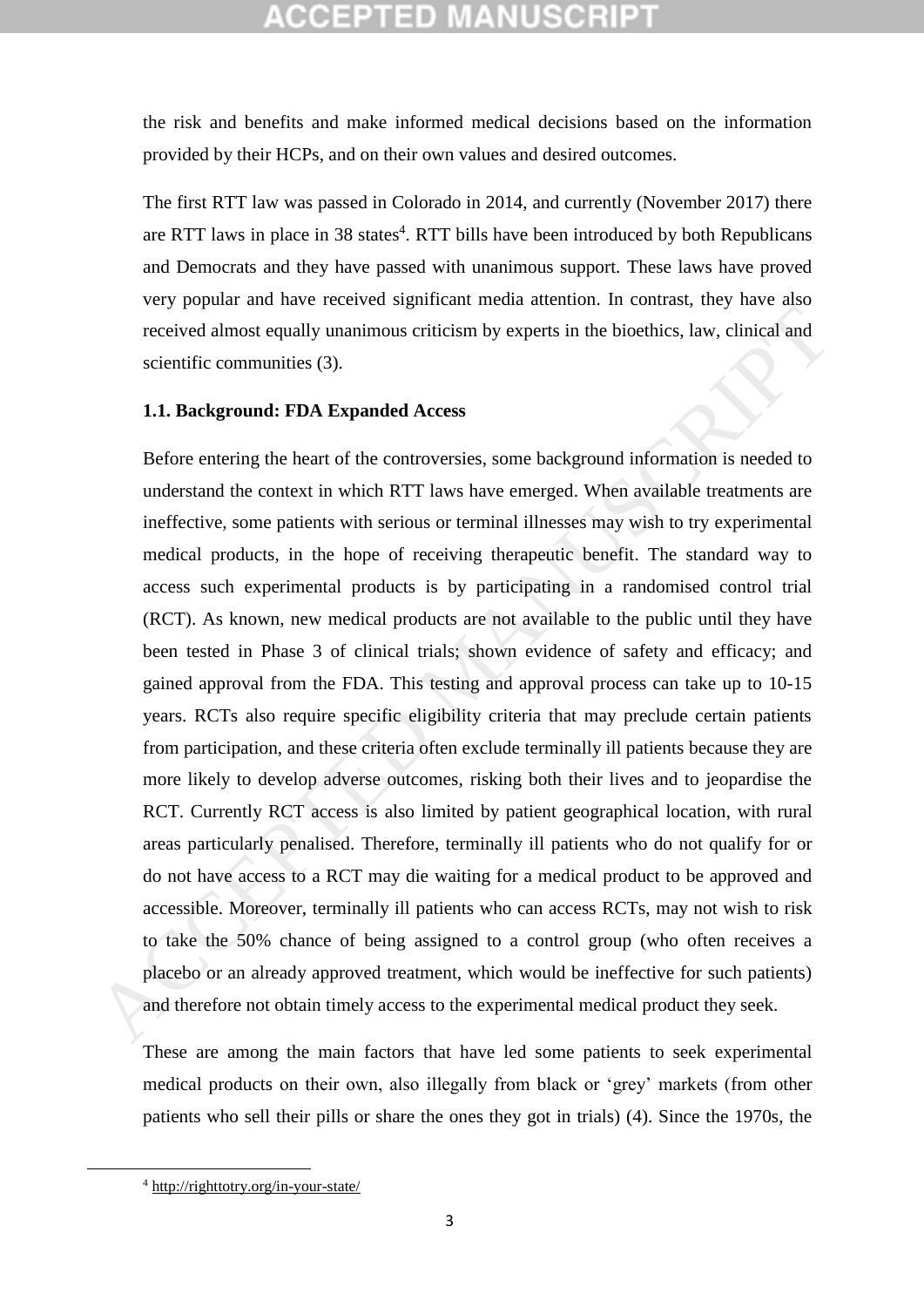the risk and benefits and make informed medical decisions based on the information provided by their HCPs, and on their own values and desired outcomes.

The first RTT law was passed in Colorado in 2014, and currently (November 2017) there are RTT laws in place in 38 states[4]. RTT bills have been introduced by both Republicans and Democrats and they have passed with unanimous support. These laws have proved very popular and have received significant media attention. In contrast, they have also received almost equally unanimous criticism by experts in the bioethics, law, clinical and scientific communities (3).

### 1.1. Background: FDA Expanded Access

Before entering the heart of the controversies, some background information is needed to understand the context in which RTT laws have emerged. When available treatments are ineffective, some patients with serious or terminal illnesses may wish to try experimental medical products, in the hope of receiving therapeutic benefit. The standard way to access such experimental products is by participating in a randomised control trial (RCT). As known, new medical products are not available to the public until they have been tested in Phase 3 of clinical trials; shown evidence of safety and efficacy; and gained approval from the FDA. This testing and approval process can take up to 10-15 years. RCTs also require specific eligibility criteria that may preclude certain patients from participation, and these criteria often exclude terminally ill patients because they are more likely to develop adverse outcomes, risking both their lives and to jeopardise the RCT. Currently RCT access is also limited by patient geographical location, with rural areas particularly penalised. Therefore, terminally ill patients who do not qualify for or do not have access to a RCT may die waiting for a medical product to be approved and accessible. Moreover, terminally ill patients who can access RCTs, may not wish to risk to take the 50% chance of being assigned to a control group (who often receives a placebo or an already approved treatment, which would be ineffective for such patients) and therefore not obtain timely access to the experimental medical product they seek.

These are among the main factors that have led some patients to seek experimental medical products on their own, also illegally from black or 'grey' markets (from other patients who sell their pills or share the ones they got in trials) (4). Since the 1970s, the

[4] http://righttotry.org/in-your-state/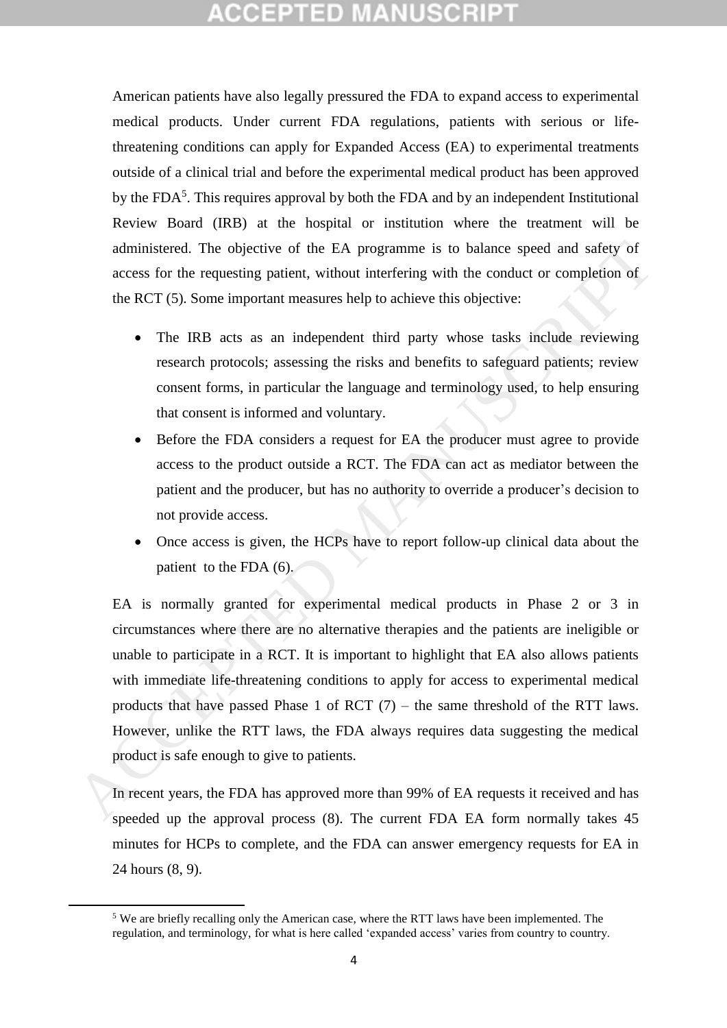American patients have also legally pressured the FDA to expand access to experimental medical products. Under current FDA regulations, patients with serious or life-threatening conditions can apply for Expanded Access (EA) to experimental treatments outside of a clinical trial and before the experimental medical product has been approved by the FDA[5]. This requires approval by both the FDA and by an independent Institutional Review Board (IRB) at the hospital or institution where the treatment will be administered. The objective of the EA programme is to balance speed and safety of access for the requesting patient, without interfering with the conduct or completion of the RCT (5). Some important measures help to achieve this objective:

- The IRB acts as an independent third party whose tasks include reviewing research protocols; assessing the risks and benefits to safeguard patients; review consent forms, in particular the language and terminology used, to help ensuring that consent is informed and voluntary.
- Before the FDA considers a request for EA the producer must agree to provide access to the product outside a RCT. The FDA can act as mediator between the patient and the producer, but has no authority to override a producer's decision to not provide access.
- Once access is given, the HCPs have to report follow-up clinical data about the patient to the FDA (6).

EA is normally granted for experimental medical products in Phase 2 or 3 in circumstances where there are no alternative therapies and the patients are ineligible or unable to participate in a RCT. It is important to highlight that EA also allows patients with immediate life-threatening conditions to apply for access to experimental medical products that have passed Phase 1 of RCT (7) – the same threshold of the RTT laws. However, unlike the RTT laws, the FDA always requires data suggesting the medical product is safe enough to give to patients.

In recent years, the FDA has approved more than 99% of EA requests it received and has speeded up the approval process (8). The current FDA EA form normally takes 45 minutes for HCPs to complete, and the FDA can answer emergency requests for EA in 24 hours (8, 9).

[5] We are briefly recalling only the American case, where the RTT laws have been implemented. The regulation, and terminology, for what is here called 'expanded access' varies from country to country.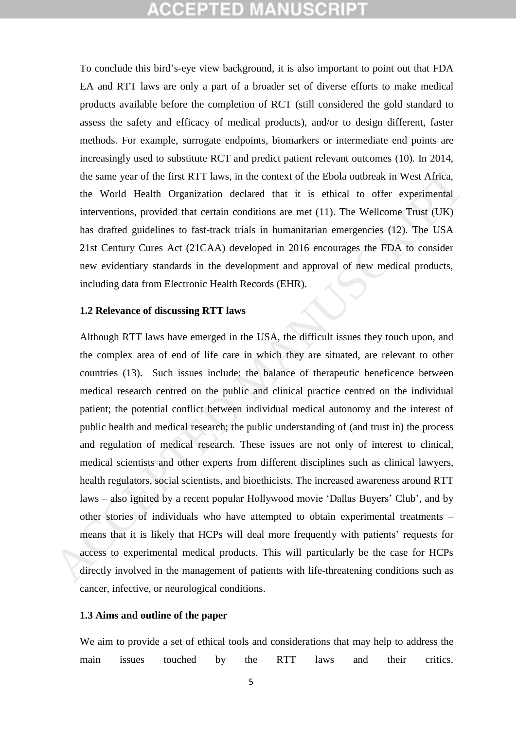To conclude this bird's-eye view background, it is also important to point out that FDA EA and RTT laws are only a part of a broader set of diverse efforts to make medical products available before the completion of RCT (still considered the gold standard to assess the safety and efficacy of medical products), and/or to design different, faster methods. For example, surrogate endpoints, biomarkers or intermediate end points are increasingly used to substitute RCT and predict patient relevant outcomes (10). In 2014, the same year of the first RTT laws, in the context of the Ebola outbreak in West Africa, the World Health Organization declared that it is ethical to offer experimental interventions, provided that certain conditions are met (11). The Wellcome Trust (UK) has drafted guidelines to fast-track trials in humanitarian emergencies (12). The USA 21st Century Cures Act (21CAA) developed in 2016 encourages the FDA to consider new evidentiary standards in the development and approval of new medical products, including data from Electronic Health Records (EHR).

**1.2 Relevance of discussing RTT laws**

Although RTT laws have emerged in the USA, the difficult issues they touch upon, and the complex area of end of life care in which they are situated, are relevant to other countries (13). Such issues include: the balance of therapeutic beneficence between medical research centred on the public and clinical practice centred on the individual patient; the potential conflict between individual medical autonomy and the interest of public health and medical research; the public understanding of (and trust in) the process and regulation of medical research. These issues are not only of interest to clinical, medical scientists and other experts from different disciplines such as clinical lawyers, health regulators, social scientists, and bioethicists. The increased awareness around RTT laws – also ignited by a recent popular Hollywood movie 'Dallas Buyers' Club', and by other stories of individuals who have attempted to obtain experimental treatments – means that it is likely that HCPs will deal more frequently with patients' requests for access to experimental medical products. This will particularly be the case for HCPs directly involved in the management of patients with life-threatening conditions such as cancer, infective, or neurological conditions.

**1.3 Aims and outline of the paper**

We aim to provide a set of ethical tools and considerations that may help to address the main issues touched by the RTT laws and their critics.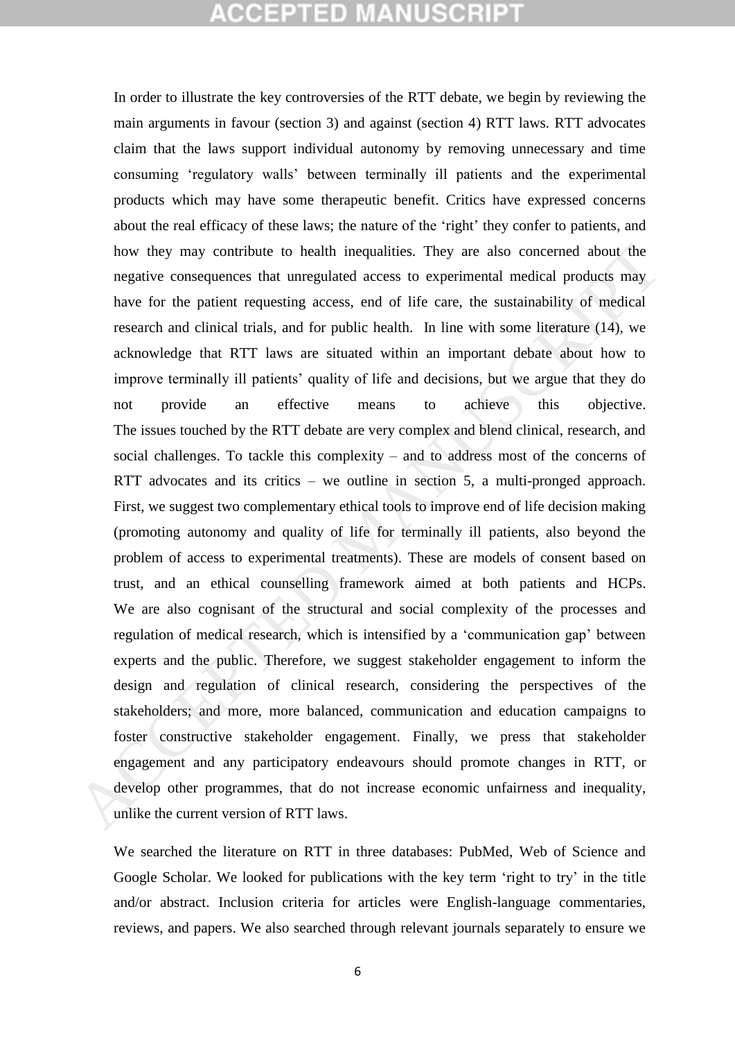In order to illustrate the key controversies of the RTT debate, we begin by reviewing the main arguments in favour (section 3) and against (section 4) RTT laws. RTT advocates claim that the laws support individual autonomy by removing unnecessary and time consuming 'regulatory walls' between terminally ill patients and the experimental products which may have some therapeutic benefit. Critics have expressed concerns about the real efficacy of these laws; the nature of the 'right' they confer to patients, and how they may contribute to health inequalities. They are also concerned about the negative consequences that unregulated access to experimental medical products may have for the patient requesting access, end of life care, the sustainability of medical research and clinical trials, and for public health. In line with some literature (14), we acknowledge that RTT laws are situated within an important debate about how to improve terminally ill patients' quality of life and decisions, but we argue that they do not provide an effective means to achieve this objective.
The issues touched by the RTT debate are very complex and blend clinical, research, and social challenges. To tackle this complexity – and to address most of the concerns of RTT advocates and its critics – we outline in section 5, a multi-pronged approach. First, we suggest two complementary ethical tools to improve end of life decision making (promoting autonomy and quality of life for terminally ill patients, also beyond the problem of access to experimental treatments). These are models of consent based on trust, and an ethical counselling framework aimed at both patients and HCPs. We are also cognisant of the structural and social complexity of the processes and regulation of medical research, which is intensified by a 'communication gap' between experts and the public. Therefore, we suggest stakeholder engagement to inform the design and regulation of clinical research, considering the perspectives of the stakeholders; and more, more balanced, communication and education campaigns to foster constructive stakeholder engagement. Finally, we press that stakeholder engagement and any participatory endeavours should promote changes in RTT, or develop other programmes, that do not increase economic unfairness and inequality, unlike the current version of RTT laws.

We searched the literature on RTT in three databases: PubMed, Web of Science and Google Scholar. We looked for publications with the key term 'right to try' in the title and/or abstract. Inclusion criteria for articles were English-language commentaries, reviews, and papers. We also searched through relevant journals separately to ensure we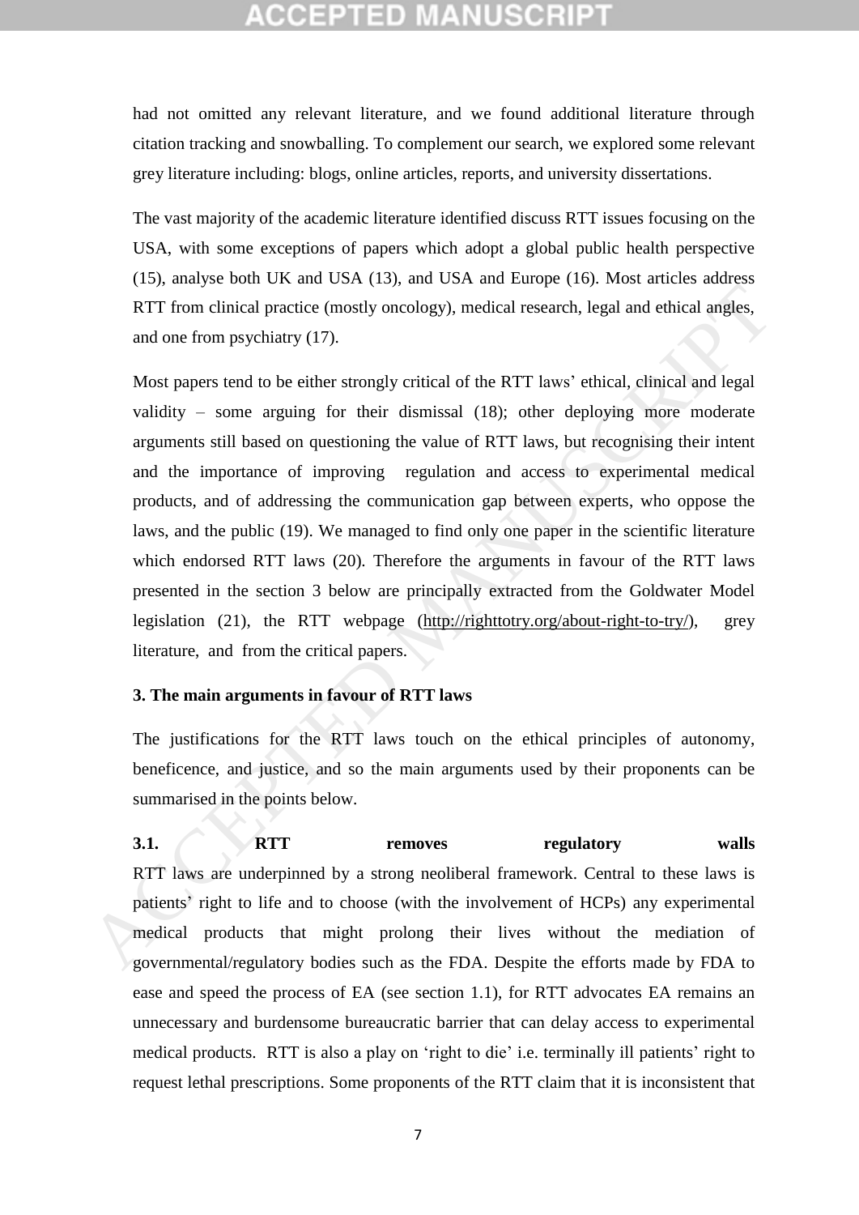had not omitted any relevant literature, and we found additional literature through citation tracking and snowballing. To complement our search, we explored some relevant grey literature including: blogs, online articles, reports, and university dissertations.

The vast majority of the academic literature identified discuss RTT issues focusing on the USA, with some exceptions of papers which adopt a global public health perspective (15), analyse both UK and USA (13), and USA and Europe (16). Most articles address RTT from clinical practice (mostly oncology), medical research, legal and ethical angles, and one from psychiatry (17).

Most papers tend to be either strongly critical of the RTT laws' ethical, clinical and legal validity – some arguing for their dismissal (18); other deploying more moderate arguments still based on questioning the value of RTT laws, but recognising their intent and the importance of improving regulation and access to experimental medical products, and of addressing the communication gap between experts, who oppose the laws, and the public (19). We managed to find only one paper in the scientific literature which endorsed RTT laws (20). Therefore the arguments in favour of the RTT laws presented in the section 3 below are principally extracted from the Goldwater Model legislation (21), the RTT webpage (http://righttotry.org/about-right-to-try/), grey literature, and from the critical papers.

## 3. The main arguments in favour of RTT laws

The justifications for the RTT laws touch on the ethical principles of autonomy, beneficence, and justice, and so the main arguments used by their proponents can be summarised in the points below.

### 3.1. RTT removes regulatory walls

RTT laws are underpinned by a strong neoliberal framework. Central to these laws is patients' right to life and to choose (with the involvement of HCPs) any experimental medical products that might prolong their lives without the mediation of governmental/regulatory bodies such as the FDA. Despite the efforts made by FDA to ease and speed the process of EA (see section 1.1), for RTT advocates EA remains an unnecessary and burdensome bureaucratic barrier that can delay access to experimental medical products. RTT is also a play on 'right to die' i.e. terminally ill patients' right to request lethal prescriptions. Some proponents of the RTT claim that it is inconsistent that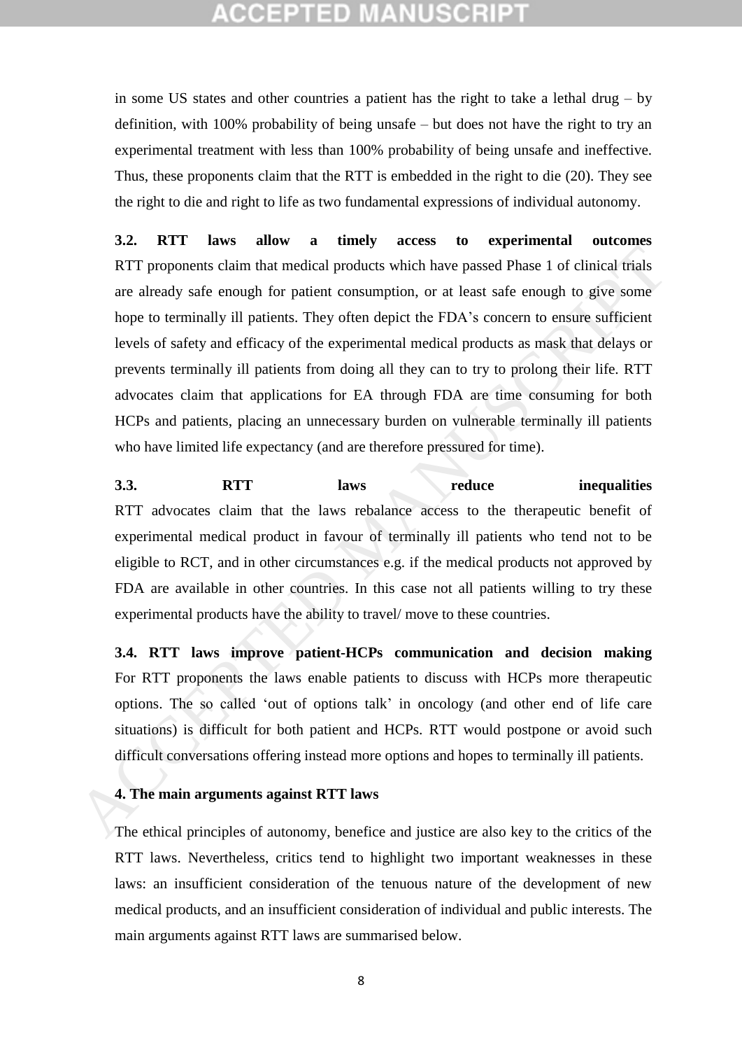in some US states and other countries a patient has the right to take a lethal drug – by definition, with 100% probability of being unsafe – but does not have the right to try an experimental treatment with less than 100% probability of being unsafe and ineffective. Thus, these proponents claim that the RTT is embedded in the right to die (20). They see the right to die and right to life as two fundamental expressions of individual autonomy.

### 3.2. RTT laws allow a timely access to experimental outcomes

RTT proponents claim that medical products which have passed Phase 1 of clinical trials are already safe enough for patient consumption, or at least safe enough to give some hope to terminally ill patients. They often depict the FDA's concern to ensure sufficient levels of safety and efficacy of the experimental medical products as mask that delays or prevents terminally ill patients from doing all they can to try to prolong their life. RTT advocates claim that applications for EA through FDA are time consuming for both HCPs and patients, placing an unnecessary burden on vulnerable terminally ill patients who have limited life expectancy (and are therefore pressured for time).

### 3.3. RTT laws reduce inequalities

RTT advocates claim that the laws rebalance access to the therapeutic benefit of experimental medical product in favour of terminally ill patients who tend not to be eligible to RCT, and in other circumstances e.g. if the medical products not approved by FDA are available in other countries. In this case not all patients willing to try these experimental products have the ability to travel/ move to these countries.

### 3.4. RTT laws improve patient-HCPs communication and decision making

For RTT proponents the laws enable patients to discuss with HCPs more therapeutic options. The so called 'out of options talk' in oncology (and other end of life care situations) is difficult for both patient and HCPs. RTT would postpone or avoid such difficult conversations offering instead more options and hopes to terminally ill patients.

## 4. The main arguments against RTT laws

The ethical principles of autonomy, benefice and justice are also key to the critics of the RTT laws. Nevertheless, critics tend to highlight two important weaknesses in these laws: an insufficient consideration of the tenuous nature of the development of new medical products, and an insufficient consideration of individual and public interests. The main arguments against RTT laws are summarised below.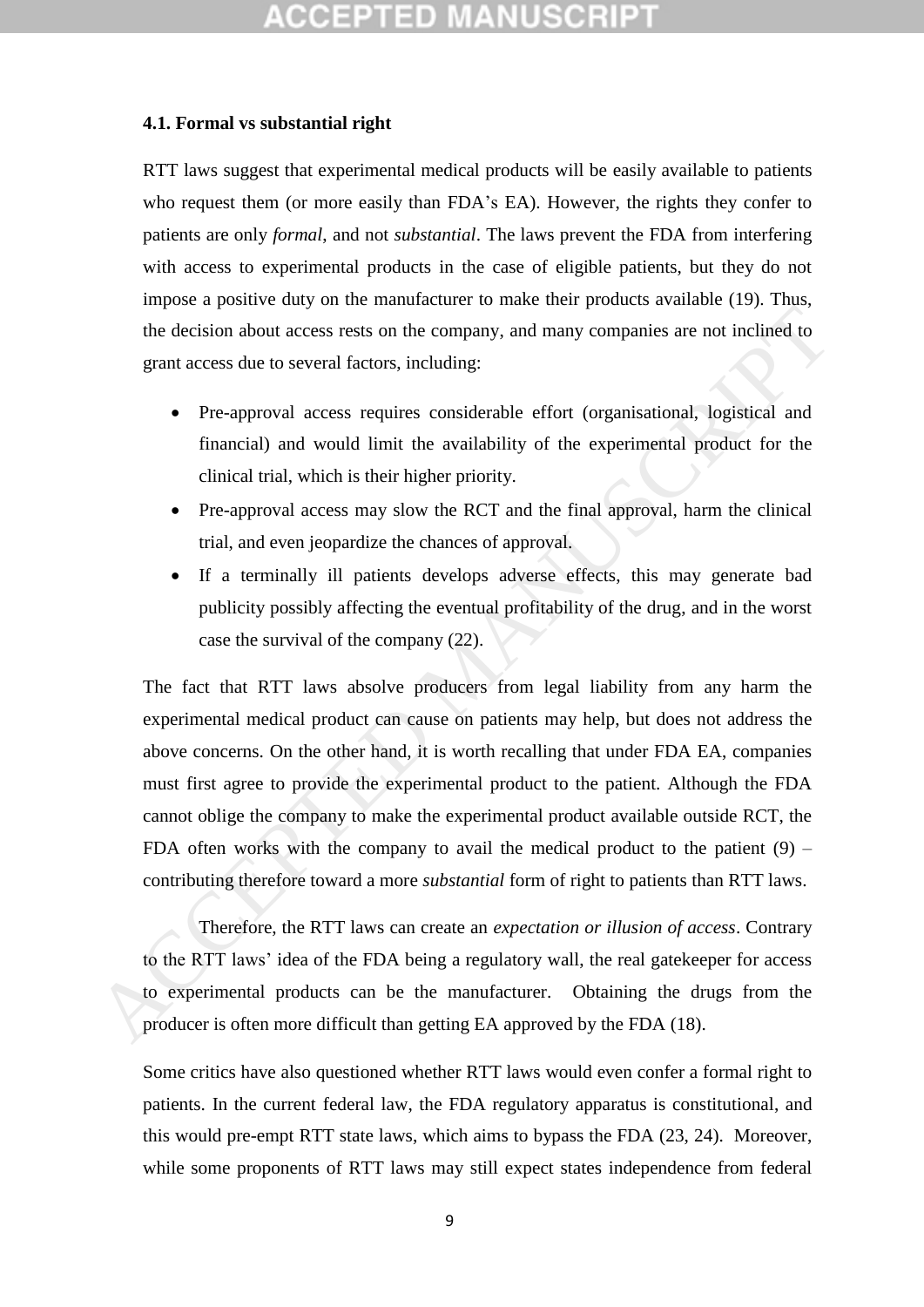### 4.1. Formal vs substantial right

RTT laws suggest that experimental medical products will be easily available to patients who request them (or more easily than FDA's EA). However, the rights they confer to patients are only *formal*, and not *substantial*. The laws prevent the FDA from interfering with access to experimental products in the case of eligible patients, but they do not impose a positive duty on the manufacturer to make their products available (19). Thus, the decision about access rests on the company, and many companies are not inclined to grant access due to several factors, including:

- Pre-approval access requires considerable effort (organisational, logistical and financial) and would limit the availability of the experimental product for the clinical trial, which is their higher priority.
- Pre-approval access may slow the RCT and the final approval, harm the clinical trial, and even jeopardize the chances of approval.
- If a terminally ill patients develops adverse effects, this may generate bad publicity possibly affecting the eventual profitability of the drug, and in the worst case the survival of the company (22).

The fact that RTT laws absolve producers from legal liability from any harm the experimental medical product can cause on patients may help, but does not address the above concerns. On the other hand, it is worth recalling that under FDA EA, companies must first agree to provide the experimental product to the patient. Although the FDA cannot oblige the company to make the experimental product available outside RCT, the FDA often works with the company to avail the medical product to the patient (9) – contributing therefore toward a more *substantial* form of right to patients than RTT laws.

Therefore, the RTT laws can create an *expectation or illusion of access*. Contrary to the RTT laws' idea of the FDA being a regulatory wall, the real gatekeeper for access to experimental products can be the manufacturer. Obtaining the drugs from the producer is often more difficult than getting EA approved by the FDA (18).

Some critics have also questioned whether RTT laws would even confer a formal right to patients. In the current federal law, the FDA regulatory apparatus is constitutional, and this would pre-empt RTT state laws, which aims to bypass the FDA (23, 24). Moreover, while some proponents of RTT laws may still expect states independence from federal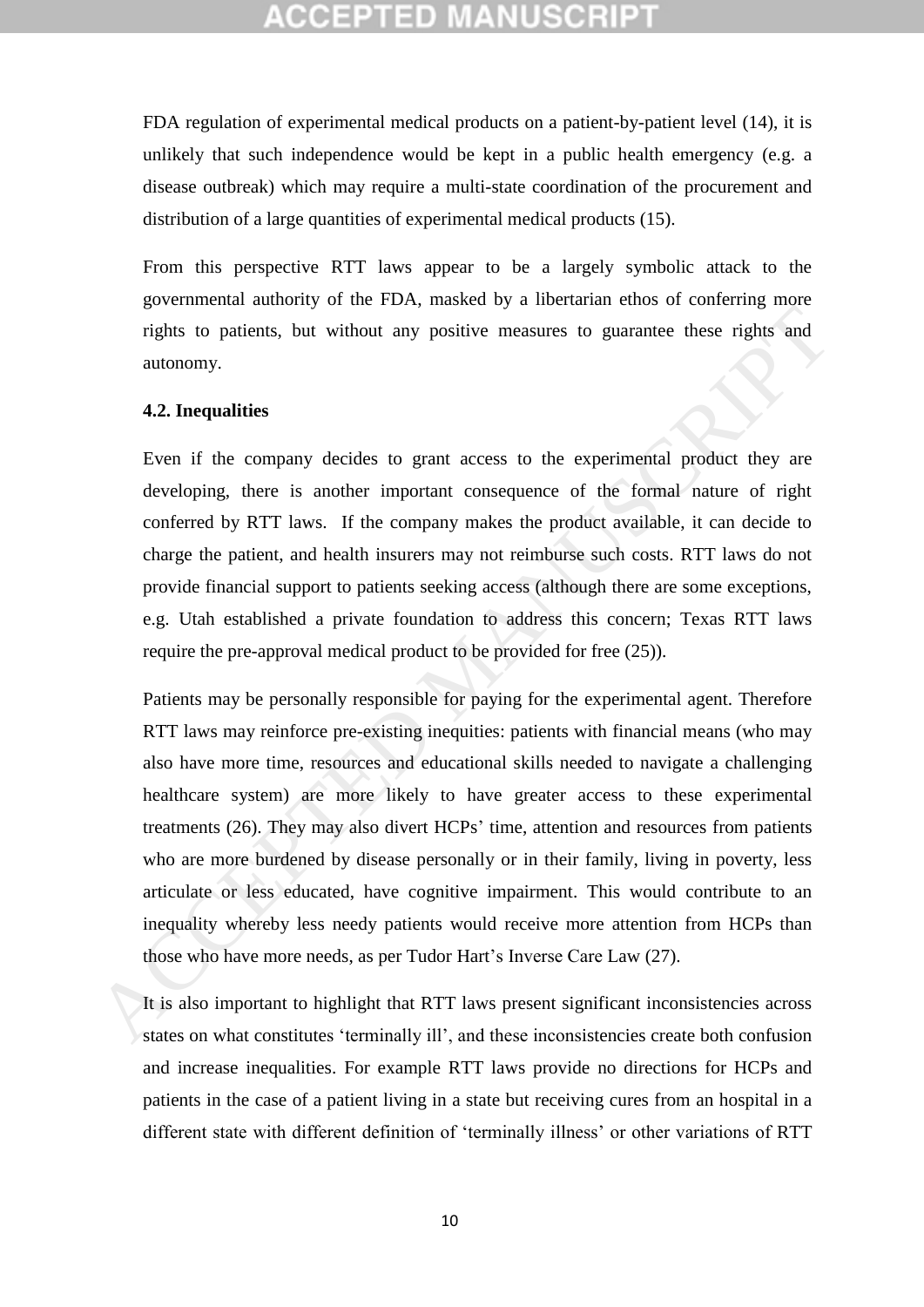FDA regulation of experimental medical products on a patient-by-patient level (14), it is unlikely that such independence would be kept in a public health emergency (e.g. a disease outbreak) which may require a multi-state coordination of the procurement and distribution of a large quantities of experimental medical products (15).

From this perspective RTT laws appear to be a largely symbolic attack to the governmental authority of the FDA, masked by a libertarian ethos of conferring more rights to patients, but without any positive measures to guarantee these rights and autonomy.

### 4.2. Inequalities

Even if the company decides to grant access to the experimental product they are developing, there is another important consequence of the formal nature of right conferred by RTT laws. If the company makes the product available, it can decide to charge the patient, and health insurers may not reimburse such costs. RTT laws do not provide financial support to patients seeking access (although there are some exceptions, e.g. Utah established a private foundation to address this concern; Texas RTT laws require the pre-approval medical product to be provided for free (25)).

Patients may be personally responsible for paying for the experimental agent. Therefore RTT laws may reinforce pre-existing inequities: patients with financial means (who may also have more time, resources and educational skills needed to navigate a challenging healthcare system) are more likely to have greater access to these experimental treatments (26). They may also divert HCPs' time, attention and resources from patients who are more burdened by disease personally or in their family, living in poverty, less articulate or less educated, have cognitive impairment. This would contribute to an inequality whereby less needy patients would receive more attention from HCPs than those who have more needs, as per Tudor Hart's Inverse Care Law (27).

It is also important to highlight that RTT laws present significant inconsistencies across states on what constitutes 'terminally ill', and these inconsistencies create both confusion and increase inequalities. For example RTT laws provide no directions for HCPs and patients in the case of a patient living in a state but receiving cures from an hospital in a different state with different definition of 'terminally illness' or other variations of RTT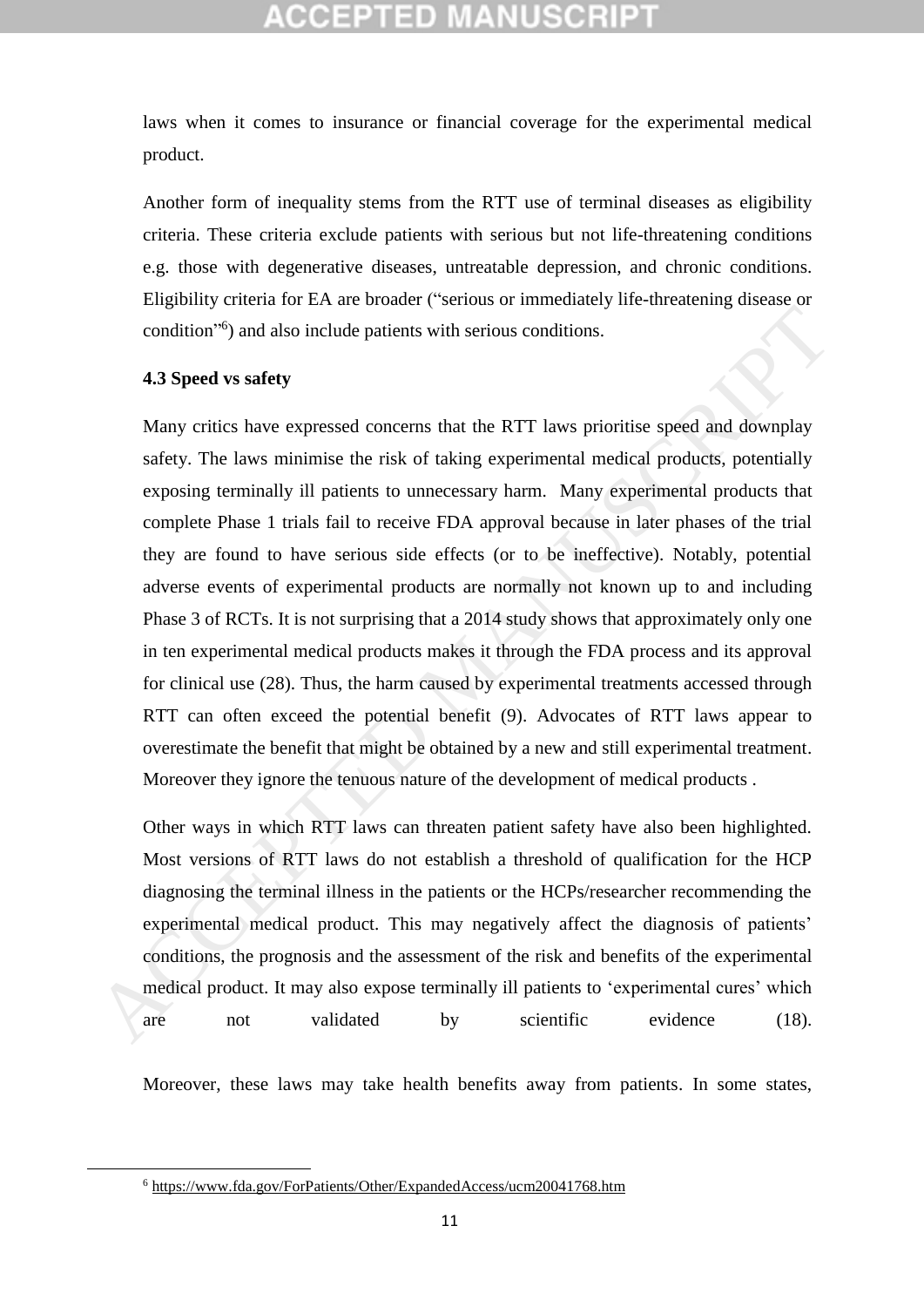laws when it comes to insurance or financial coverage for the experimental medical product.

Another form of inequality stems from the RTT use of terminal diseases as eligibility criteria. These criteria exclude patients with serious but not life-threatening conditions e.g. those with degenerative diseases, untreatable depression, and chronic conditions. Eligibility criteria for EA are broader ("serious or immediately life-threatening disease or condition"[6]) and also include patients with serious conditions.

**4.3 Speed vs safety**

Many critics have expressed concerns that the RTT laws prioritise speed and downplay safety. The laws minimise the risk of taking experimental medical products, potentially exposing terminally ill patients to unnecessary harm. Many experimental products that complete Phase 1 trials fail to receive FDA approval because in later phases of the trial they are found to have serious side effects (or to be ineffective). Notably, potential adverse events of experimental products are normally not known up to and including Phase 3 of RCTs. It is not surprising that a 2014 study shows that approximately only one in ten experimental medical products makes it through the FDA process and its approval for clinical use (28). Thus, the harm caused by experimental treatments accessed through RTT can often exceed the potential benefit (9). Advocates of RTT laws appear to overestimate the benefit that might be obtained by a new and still experimental treatment. Moreover they ignore the tenuous nature of the development of medical products .

Other ways in which RTT laws can threaten patient safety have also been highlighted. Most versions of RTT laws do not establish a threshold of qualification for the HCP diagnosing the terminal illness in the patients or the HCPs/researcher recommending the experimental medical product. This may negatively affect the diagnosis of patients' conditions, the prognosis and the assessment of the risk and benefits of the experimental medical product. It may also expose terminally ill patients to 'experimental cures' which are not validated by scientific evidence (18).

Moreover, these laws may take health benefits away from patients. In some states,

---

[6] https://www.fda.gov/ForPatients/Other/ExpandedAccess/ucm20041768.htm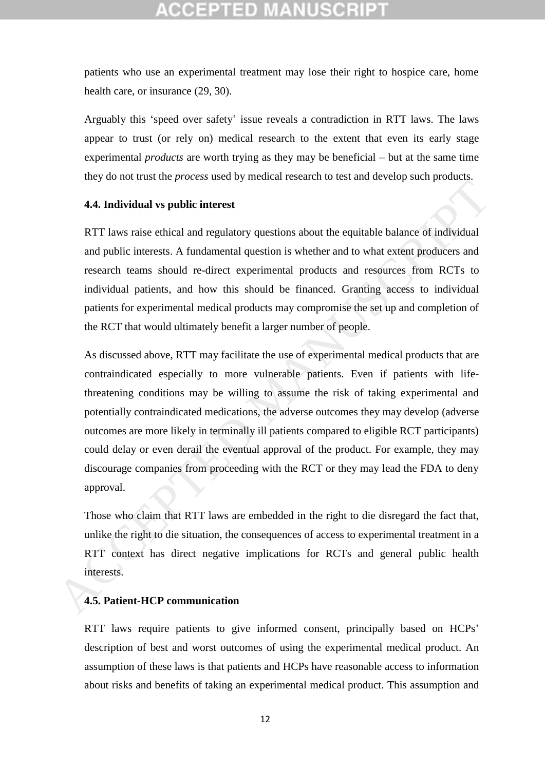patients who use an experimental treatment may lose their right to hospice care, home health care, or insurance (29, 30).

Arguably this 'speed over safety' issue reveals a contradiction in RTT laws. The laws appear to trust (or rely on) medical research to the extent that even its early stage experimental *products* are worth trying as they may be beneficial – but at the same time they do not trust the *process* used by medical research to test and develop such products.

### 4.4. Individual vs public interest

RTT laws raise ethical and regulatory questions about the equitable balance of individual and public interests. A fundamental question is whether and to what extent producers and research teams should re-direct experimental products and resources from RCTs to individual patients, and how this should be financed. Granting access to individual patients for experimental medical products may compromise the set up and completion of the RCT that would ultimately benefit a larger number of people.

As discussed above, RTT may facilitate the use of experimental medical products that are contraindicated especially to more vulnerable patients. Even if patients with life-threatening conditions may be willing to assume the risk of taking experimental and potentially contraindicated medications, the adverse outcomes they may develop (adverse outcomes are more likely in terminally ill patients compared to eligible RCT participants) could delay or even derail the eventual approval of the product. For example, they may discourage companies from proceeding with the RCT or they may lead the FDA to deny approval.

Those who claim that RTT laws are embedded in the right to die disregard the fact that, unlike the right to die situation, the consequences of access to experimental treatment in a RTT context has direct negative implications for RCTs and general public health interests.

### 4.5. Patient-HCP communication

RTT laws require patients to give informed consent, principally based on HCPs' description of best and worst outcomes of using the experimental medical product. An assumption of these laws is that patients and HCPs have reasonable access to information about risks and benefits of taking an experimental medical product. This assumption and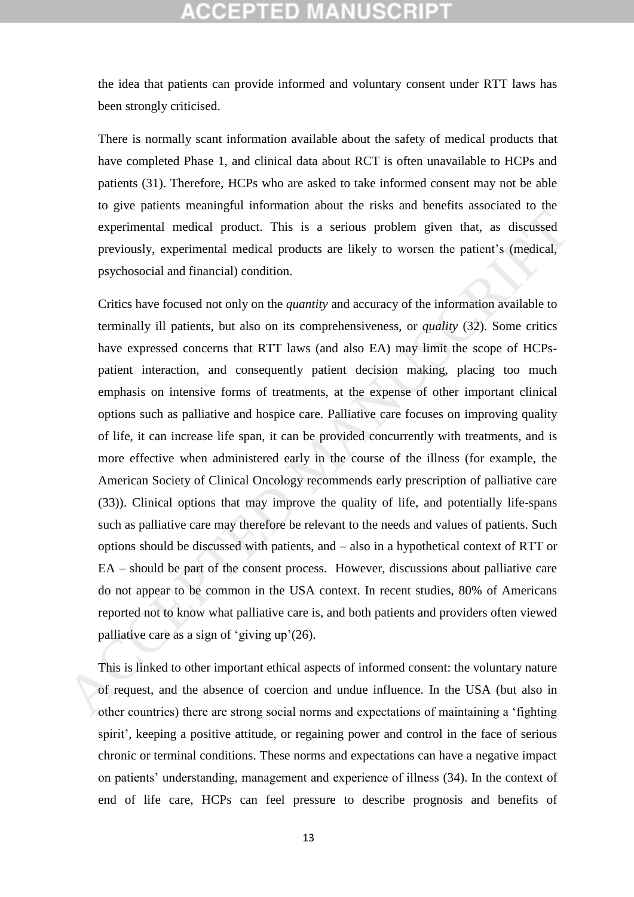the idea that patients can provide informed and voluntary consent under RTT laws has been strongly criticised.

There is normally scant information available about the safety of medical products that have completed Phase 1, and clinical data about RCT is often unavailable to HCPs and patients (31). Therefore, HCPs who are asked to take informed consent may not be able to give patients meaningful information about the risks and benefits associated to the experimental medical product. This is a serious problem given that, as discussed previously, experimental medical products are likely to worsen the patient's (medical, psychosocial and financial) condition.

Critics have focused not only on the *quantity* and accuracy of the information available to terminally ill patients, but also on its comprehensiveness, or *quality* (32). Some critics have expressed concerns that RTT laws (and also EA) may limit the scope of HCPs-patient interaction, and consequently patient decision making, placing too much emphasis on intensive forms of treatments, at the expense of other important clinical options such as palliative and hospice care. Palliative care focuses on improving quality of life, it can increase life span, it can be provided concurrently with treatments, and is more effective when administered early in the course of the illness (for example, the American Society of Clinical Oncology recommends early prescription of palliative care (33)). Clinical options that may improve the quality of life, and potentially life-spans such as palliative care may therefore be relevant to the needs and values of patients. Such options should be discussed with patients, and – also in a hypothetical context of RTT or EA – should be part of the consent process. However, discussions about palliative care do not appear to be common in the USA context. In recent studies, 80% of Americans reported not to know what palliative care is, and both patients and providers often viewed palliative care as a sign of 'giving up'(26).

This is linked to other important ethical aspects of informed consent: the voluntary nature of request, and the absence of coercion and undue influence. In the USA (but also in other countries) there are strong social norms and expectations of maintaining a 'fighting spirit', keeping a positive attitude, or regaining power and control in the face of serious chronic or terminal conditions. These norms and expectations can have a negative impact on patients' understanding, management and experience of illness (34). In the context of end of life care, HCPs can feel pressure to describe prognosis and benefits of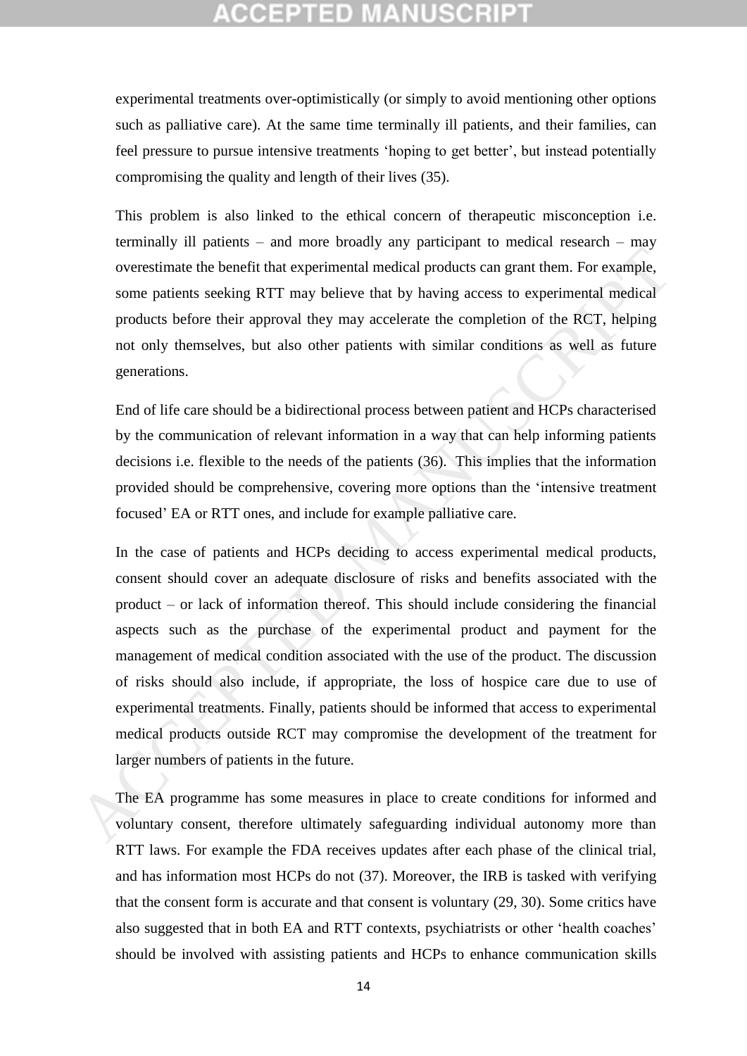experimental treatments over-optimistically (or simply to avoid mentioning other options such as palliative care). At the same time terminally ill patients, and their families, can feel pressure to pursue intensive treatments 'hoping to get better', but instead potentially compromising the quality and length of their lives (35).

This problem is also linked to the ethical concern of therapeutic misconception i.e. terminally ill patients – and more broadly any participant to medical research – may overestimate the benefit that experimental medical products can grant them. For example, some patients seeking RTT may believe that by having access to experimental medical products before their approval they may accelerate the completion of the RCT, helping not only themselves, but also other patients with similar conditions as well as future generations.

End of life care should be a bidirectional process between patient and HCPs characterised by the communication of relevant information in a way that can help informing patients decisions i.e. flexible to the needs of the patients (36). This implies that the information provided should be comprehensive, covering more options than the 'intensive treatment focused' EA or RTT ones, and include for example palliative care.

In the case of patients and HCPs deciding to access experimental medical products, consent should cover an adequate disclosure of risks and benefits associated with the product – or lack of information thereof. This should include considering the financial aspects such as the purchase of the experimental product and payment for the management of medical condition associated with the use of the product. The discussion of risks should also include, if appropriate, the loss of hospice care due to use of experimental treatments. Finally, patients should be informed that access to experimental medical products outside RCT may compromise the development of the treatment for larger numbers of patients in the future.

The EA programme has some measures in place to create conditions for informed and voluntary consent, therefore ultimately safeguarding individual autonomy more than RTT laws. For example the FDA receives updates after each phase of the clinical trial, and has information most HCPs do not (37). Moreover, the IRB is tasked with verifying that the consent form is accurate and that consent is voluntary (29, 30). Some critics have also suggested that in both EA and RTT contexts, psychiatrists or other 'health coaches' should be involved with assisting patients and HCPs to enhance communication skills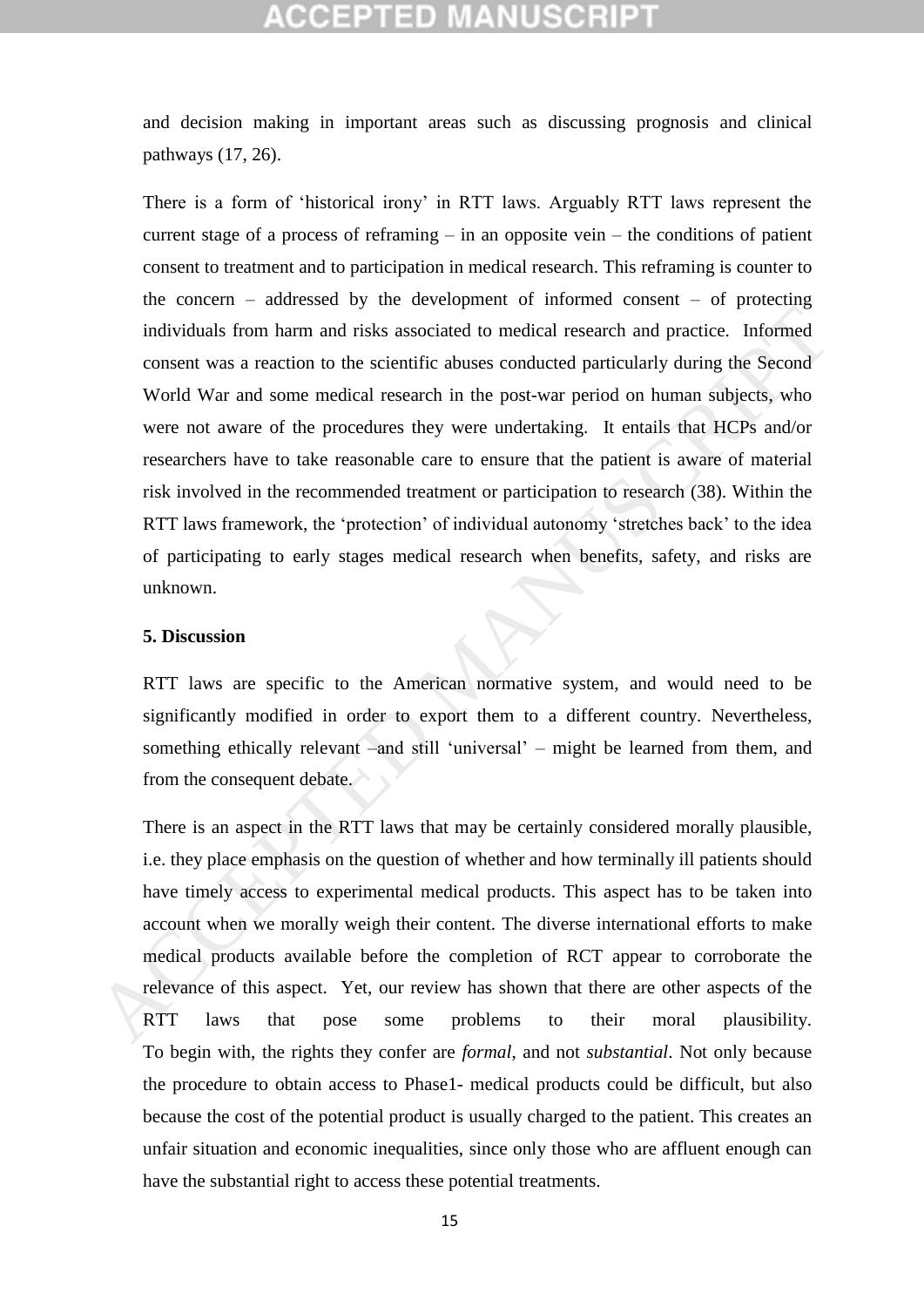and decision making in important areas such as discussing prognosis and clinical pathways (17, 26).

There is a form of 'historical irony' in RTT laws. Arguably RTT laws represent the current stage of a process of reframing – in an opposite vein – the conditions of patient consent to treatment and to participation in medical research. This reframing is counter to the concern – addressed by the development of informed consent – of protecting individuals from harm and risks associated to medical research and practice. Informed consent was a reaction to the scientific abuses conducted particularly during the Second World War and some medical research in the post-war period on human subjects, who were not aware of the procedures they were undertaking. It entails that HCPs and/or researchers have to take reasonable care to ensure that the patient is aware of material risk involved in the recommended treatment or participation to research (38). Within the RTT laws framework, the 'protection' of individual autonomy 'stretches back' to the idea of participating to early stages medical research when benefits, safety, and risks are unknown.

**5. Discussion**

RTT laws are specific to the American normative system, and would need to be significantly modified in order to export them to a different country. Nevertheless, something ethically relevant –and still 'universal' – might be learned from them, and from the consequent debate.

There is an aspect in the RTT laws that may be certainly considered morally plausible, i.e. they place emphasis on the question of whether and how terminally ill patients should have timely access to experimental medical products. This aspect has to be taken into account when we morally weigh their content. The diverse international efforts to make medical products available before the completion of RCT appear to corroborate the relevance of this aspect. Yet, our review has shown that there are other aspects of the RTT laws that pose some problems to their moral plausibility. To begin with, the rights they confer are *formal*, and not *substantial*. Not only because the procedure to obtain access to Phase1- medical products could be difficult, but also because the cost of the potential product is usually charged to the patient. This creates an unfair situation and economic inequalities, since only those who are affluent enough can have the substantial right to access these potential treatments.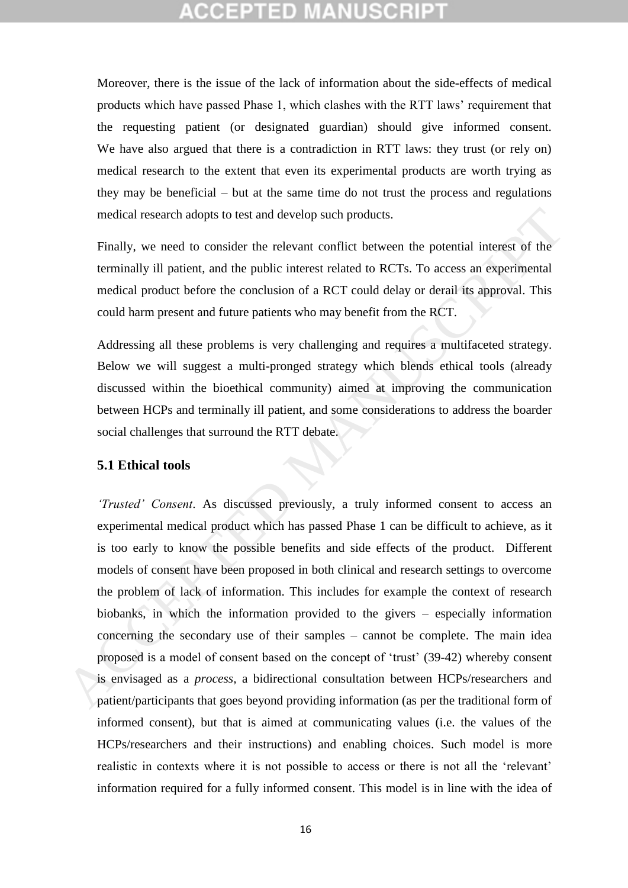Moreover, there is the issue of the lack of information about the side-effects of medical products which have passed Phase 1, which clashes with the RTT laws' requirement that the requesting patient (or designated guardian) should give informed consent. We have also argued that there is a contradiction in RTT laws: they trust (or rely on) medical research to the extent that even its experimental products are worth trying as they may be beneficial – but at the same time do not trust the process and regulations medical research adopts to test and develop such products.

Finally, we need to consider the relevant conflict between the potential interest of the terminally ill patient, and the public interest related to RCTs. To access an experimental medical product before the conclusion of a RCT could delay or derail its approval. This could harm present and future patients who may benefit from the RCT.

Addressing all these problems is very challenging and requires a multifaceted strategy. Below we will suggest a multi-pronged strategy which blends ethical tools (already discussed within the bioethical community) aimed at improving the communication between HCPs and terminally ill patient, and some considerations to address the boarder social challenges that surround the RTT debate.

### 5.1 Ethical tools

*'Trusted' Consent*. As discussed previously, a truly informed consent to access an experimental medical product which has passed Phase 1 can be difficult to achieve, as it is too early to know the possible benefits and side effects of the product. Different models of consent have been proposed in both clinical and research settings to overcome the problem of lack of information. This includes for example the context of research biobanks, in which the information provided to the givers – especially information concerning the secondary use of their samples – cannot be complete. The main idea proposed is a model of consent based on the concept of 'trust' (39-42) whereby consent is envisaged as a *process*, a bidirectional consultation between HCPs/researchers and patient/participants that goes beyond providing information (as per the traditional form of informed consent), but that is aimed at communicating values (i.e. the values of the HCPs/researchers and their instructions) and enabling choices. Such model is more realistic in contexts where it is not possible to access or there is not all the 'relevant' information required for a fully informed consent. This model is in line with the idea of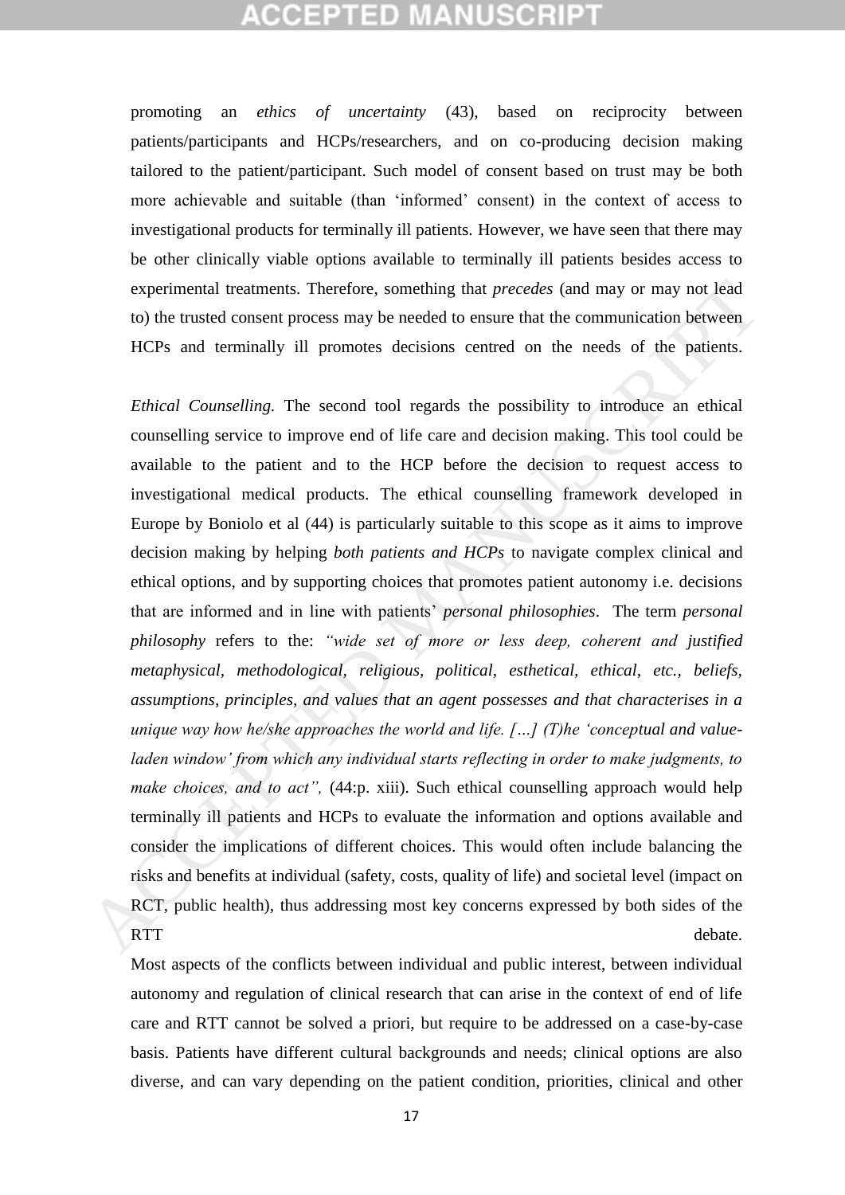promoting an *ethics of uncertainty* (43), based on reciprocity between patients/participants and HCPs/researchers, and on co-producing decision making tailored to the patient/participant. Such model of consent based on trust may be both more achievable and suitable (than 'informed' consent) in the context of access to investigational products for terminally ill patients. However, we have seen that there may be other clinically viable options available to terminally ill patients besides access to experimental treatments. Therefore, something that *precedes* (and may or may not lead to) the trusted consent process may be needed to ensure that the communication between HCPs and terminally ill promotes decisions centred on the needs of the patients.

*Ethical Counselling.* The second tool regards the possibility to introduce an ethical counselling service to improve end of life care and decision making. This tool could be available to the patient and to the HCP before the decision to request access to investigational medical products. The ethical counselling framework developed in Europe by Boniolo et al (44) is particularly suitable to this scope as it aims to improve decision making by helping *both patients and HCPs* to navigate complex clinical and ethical options, and by supporting choices that promotes patient autonomy i.e. decisions that are informed and in line with patients' *personal philosophies*. The term *personal philosophy* refers to the: *"wide set of more or less deep, coherent and justified metaphysical, methodological, religious, political, esthetical, ethical, etc., beliefs, assumptions, principles, and values that an agent possesses and that characterises in a unique way how he/she approaches the world and life. […] (T)he 'conceptual and value-laden window' from which any individual starts reflecting in order to make judgments, to make choices, and to act",* (44:p. xiii). Such ethical counselling approach would help terminally ill patients and HCPs to evaluate the information and options available and consider the implications of different choices. This would often include balancing the risks and benefits at individual (safety, costs, quality of life) and societal level (impact on RCT, public health), thus addressing most key concerns expressed by both sides of the RTT debate.

Most aspects of the conflicts between individual and public interest, between individual autonomy and regulation of clinical research that can arise in the context of end of life care and RTT cannot be solved a priori, but require to be addressed on a case-by-case basis. Patients have different cultural backgrounds and needs; clinical options are also diverse, and can vary depending on the patient condition, priorities, clinical and other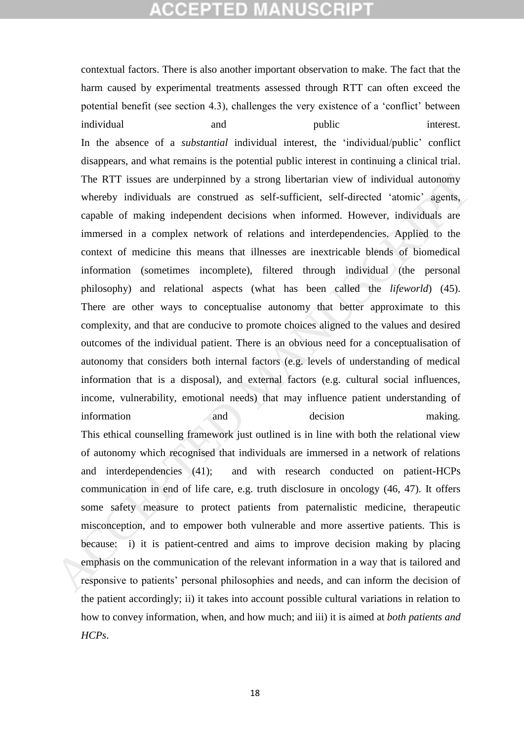contextual factors. There is also another important observation to make. The fact that the harm caused by experimental treatments assessed through RTT can often exceed the potential benefit (see section 4.3), challenges the very existence of a 'conflict' between individual and public interest.

In the absence of a *substantial* individual interest, the 'individual/public' conflict disappears, and what remains is the potential public interest in continuing a clinical trial. The RTT issues are underpinned by a strong libertarian view of individual autonomy whereby individuals are construed as self-sufficient, self-directed 'atomic' agents, capable of making independent decisions when informed. However, individuals are immersed in a complex network of relations and interdependencies. Applied to the context of medicine this means that illnesses are inextricable blends of biomedical information (sometimes incomplete), filtered through individual (the personal philosophy) and relational aspects (what has been called the *lifeworld*) (45). There are other ways to conceptualise autonomy that better approximate to this complexity, and that are conducive to promote choices aligned to the values and desired outcomes of the individual patient. There is an obvious need for a conceptualisation of autonomy that considers both internal factors (e.g. levels of understanding of medical information that is a disposal), and external factors (e.g. cultural social influences, income, vulnerability, emotional needs) that may influence patient understanding of information and decision making.

This ethical counselling framework just outlined is in line with both the relational view of autonomy which recognised that individuals are immersed in a network of relations and interdependencies (41); and with research conducted on patient-HCPs communication in end of life care, e.g. truth disclosure in oncology (46, 47). It offers some safety measure to protect patients from paternalistic medicine, therapeutic misconception, and to empower both vulnerable and more assertive patients. This is because: i) it is patient-centred and aims to improve decision making by placing emphasis on the communication of the relevant information in a way that is tailored and responsive to patients' personal philosophies and needs, and can inform the decision of the patient accordingly; ii) it takes into account possible cultural variations in relation to how to convey information, when, and how much; and iii) it is aimed at *both patients and HCPs*.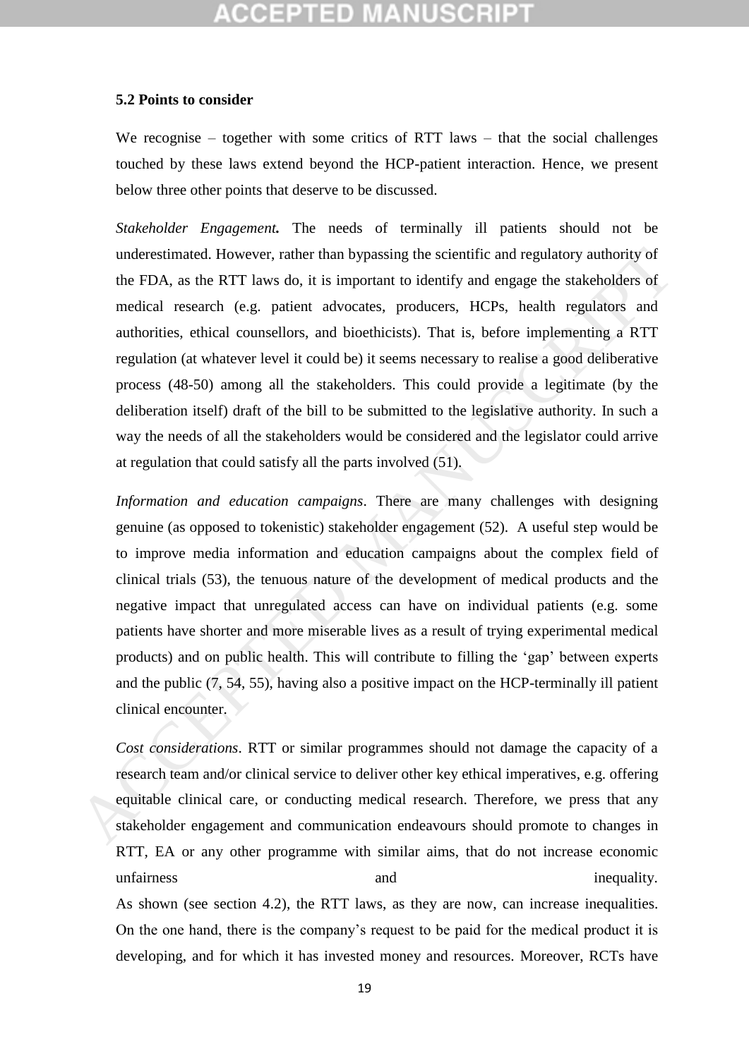### 5.2 Points to consider

We recognise – together with some critics of RTT laws – that the social challenges touched by these laws extend beyond the HCP-patient interaction. Hence, we present below three other points that deserve to be discussed.

*Stakeholder Engagement****.*** The needs of terminally ill patients should not be underestimated. However, rather than bypassing the scientific and regulatory authority of the FDA, as the RTT laws do, it is important to identify and engage the stakeholders of medical research (e.g. patient advocates, producers, HCPs, health regulators and authorities, ethical counsellors, and bioethicists). That is, before implementing a RTT regulation (at whatever level it could be) it seems necessary to realise a good deliberative process (48-50) among all the stakeholders. This could provide a legitimate (by the deliberation itself) draft of the bill to be submitted to the legislative authority. In such a way the needs of all the stakeholders would be considered and the legislator could arrive at regulation that could satisfy all the parts involved (51).

*Information and education campaigns*. There are many challenges with designing genuine (as opposed to tokenistic) stakeholder engagement (52). A useful step would be to improve media information and education campaigns about the complex field of clinical trials (53), the tenuous nature of the development of medical products and the negative impact that unregulated access can have on individual patients (e.g. some patients have shorter and more miserable lives as a result of trying experimental medical products) and on public health. This will contribute to filling the 'gap' between experts and the public (7, 54, 55), having also a positive impact on the HCP-terminally ill patient clinical encounter.

*Cost considerations*. RTT or similar programmes should not damage the capacity of a research team and/or clinical service to deliver other key ethical imperatives, e.g. offering equitable clinical care, or conducting medical research. Therefore, we press that any stakeholder engagement and communication endeavours should promote to changes in RTT, EA or any other programme with similar aims, that do not increase economic unfairness and inequality.

As shown (see section 4.2), the RTT laws, as they are now, can increase inequalities. On the one hand, there is the company's request to be paid for the medical product it is developing, and for which it has invested money and resources. Moreover, RCTs have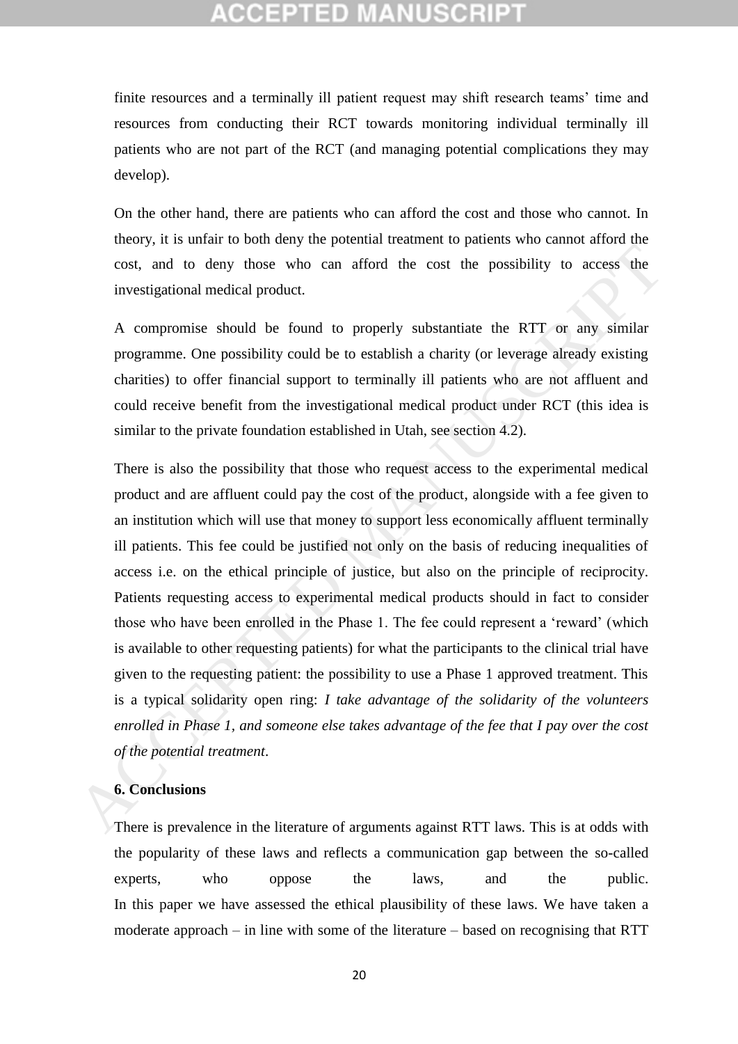finite resources and a terminally ill patient request may shift research teams' time and resources from conducting their RCT towards monitoring individual terminally ill patients who are not part of the RCT (and managing potential complications they may develop).

On the other hand, there are patients who can afford the cost and those who cannot. In theory, it is unfair to both deny the potential treatment to patients who cannot afford the cost, and to deny those who can afford the cost the possibility to access the investigational medical product.

A compromise should be found to properly substantiate the RTT or any similar programme. One possibility could be to establish a charity (or leverage already existing charities) to offer financial support to terminally ill patients who are not affluent and could receive benefit from the investigational medical product under RCT (this idea is similar to the private foundation established in Utah, see section 4.2).

There is also the possibility that those who request access to the experimental medical product and are affluent could pay the cost of the product, alongside with a fee given to an institution which will use that money to support less economically affluent terminally ill patients. This fee could be justified not only on the basis of reducing inequalities of access i.e. on the ethical principle of justice, but also on the principle of reciprocity. Patients requesting access to experimental medical products should in fact to consider those who have been enrolled in the Phase 1. The fee could represent a 'reward' (which is available to other requesting patients) for what the participants to the clinical trial have given to the requesting patient: the possibility to use a Phase 1 approved treatment. This is a typical solidarity open ring: *I take advantage of the solidarity of the volunteers enrolled in Phase 1, and someone else takes advantage of the fee that I pay over the cost of the potential treatment*.

## 6. Conclusions

There is prevalence in the literature of arguments against RTT laws. This is at odds with the popularity of these laws and reflects a communication gap between the so-called experts, who oppose the laws, and the public.

In this paper we have assessed the ethical plausibility of these laws. We have taken a moderate approach – in line with some of the literature – based on recognising that RTT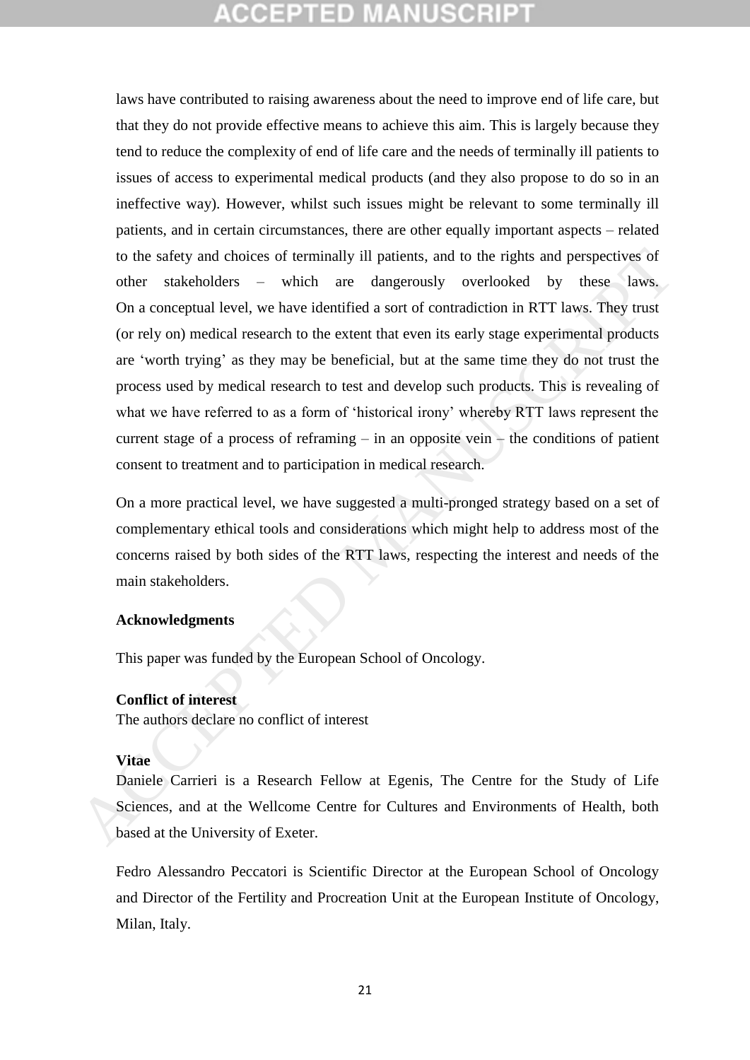laws have contributed to raising awareness about the need to improve end of life care, but that they do not provide effective means to achieve this aim. This is largely because they tend to reduce the complexity of end of life care and the needs of terminally ill patients to issues of access to experimental medical products (and they also propose to do so in an ineffective way). However, whilst such issues might be relevant to some terminally ill patients, and in certain circumstances, there are other equally important aspects – related to the safety and choices of terminally ill patients, and to the rights and perspectives of other stakeholders – which are dangerously overlooked by these laws. On a conceptual level, we have identified a sort of contradiction in RTT laws. They trust (or rely on) medical research to the extent that even its early stage experimental products are 'worth trying' as they may be beneficial, but at the same time they do not trust the process used by medical research to test and develop such products. This is revealing of what we have referred to as a form of 'historical irony' whereby RTT laws represent the current stage of a process of reframing – in an opposite vein – the conditions of patient consent to treatment and to participation in medical research.

On a more practical level, we have suggested a multi-pronged strategy based on a set of complementary ethical tools and considerations which might help to address most of the concerns raised by both sides of the RTT laws, respecting the interest and needs of the main stakeholders.

**Acknowledgments**

This paper was funded by the European School of Oncology.

**Conflict of interest**

The authors declare no conflict of interest

**Vitae**

Daniele Carrieri is a Research Fellow at Egenis, The Centre for the Study of Life Sciences, and at the Wellcome Centre for Cultures and Environments of Health, both based at the University of Exeter.

Fedro Alessandro Peccatori is Scientific Director at the European School of Oncology and Director of the Fertility and Procreation Unit at the European Institute of Oncology, Milan, Italy.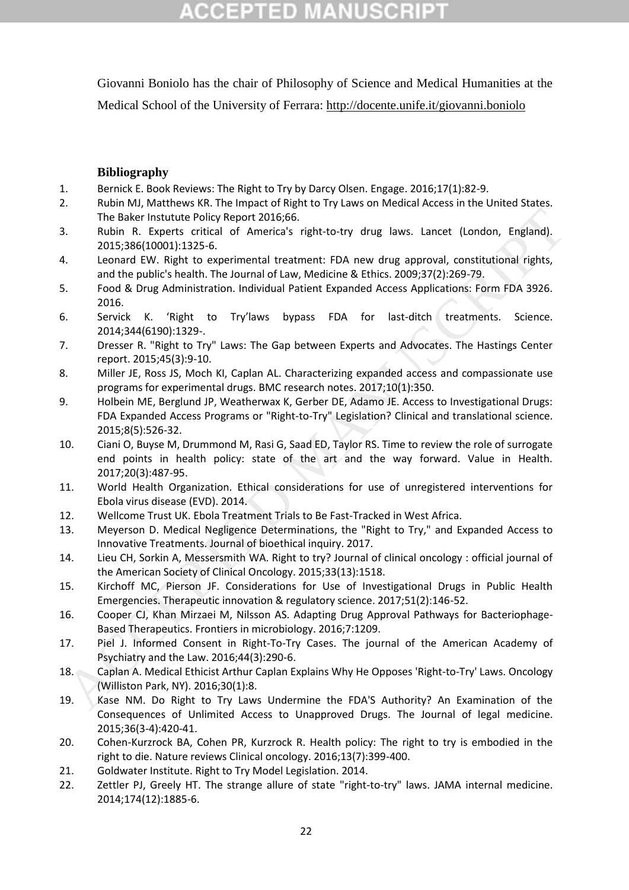Giovanni Boniolo has the chair of Philosophy of Science and Medical Humanities at the Medical School of the University of Ferrara: http://docente.unife.it/giovanni.boniolo

### Bibliography

1. Bernick E. Book Reviews: The Right to Try by Darcy Olsen. Engage. 2016;17(1):82-9.
2. Rubin MJ, Matthews KR. The Impact of Right to Try Laws on Medical Access in the United States. The Baker Institute Policy Report 2016;66.
3. Rubin R. Experts critical of America's right-to-try drug laws. Lancet (London, England). 2015;386(10001):1325-6.
4. Leonard EW. Right to experimental treatment: FDA new drug approval, constitutional rights, and the public's health. The Journal of Law, Medicine & Ethics. 2009;37(2):269-79.
5. Food & Drug Administration. Individual Patient Expanded Access Applications: Form FDA 3926. 2016.
6. Servick K. 'Right to Try'laws bypass FDA for last-ditch treatments. Science. 2014;344(6190):1329-.
7. Dresser R. "Right to Try" Laws: The Gap between Experts and Advocates. The Hastings Center report. 2015;45(3):9-10.
8. Miller JE, Ross JS, Moch KI, Caplan AL. Characterizing expanded access and compassionate use programs for experimental drugs. BMC research notes. 2017;10(1):350.
9. Holbein ME, Berglund JP, Weatherwax K, Gerber DE, Adamo JE. Access to Investigational Drugs: FDA Expanded Access Programs or "Right-to-Try" Legislation? Clinical and translational science. 2015;8(5):526-32.
10. Ciani O, Buyse M, Drummond M, Rasi G, Saad ED, Taylor RS. Time to review the role of surrogate end points in health policy: state of the art and the way forward. Value in Health. 2017;20(3):487-95.
11. World Health Organization. Ethical considerations for use of unregistered interventions for Ebola virus disease (EVD). 2014.
12. Wellcome Trust UK. Ebola Treatment Trials to Be Fast-Tracked in West Africa.
13. Meyerson D. Medical Negligence Determinations, the "Right to Try," and Expanded Access to Innovative Treatments. Journal of bioethical inquiry. 2017.
14. Lieu CH, Sorkin A, Messersmith WA. Right to try? Journal of clinical oncology : official journal of the American Society of Clinical Oncology. 2015;33(13):1518.
15. Kirchoff MC, Pierson JF. Considerations for Use of Investigational Drugs in Public Health Emergencies. Therapeutic innovation & regulatory science. 2017;51(2):146-52.
16. Cooper CJ, Khan Mirzaei M, Nilsson AS. Adapting Drug Approval Pathways for Bacteriophage-Based Therapeutics. Frontiers in microbiology. 2016;7:1209.
17. Piel J. Informed Consent in Right-To-Try Cases. The journal of the American Academy of Psychiatry and the Law. 2016;44(3):290-6.
18. Caplan A. Medical Ethicist Arthur Caplan Explains Why He Opposes 'Right-to-Try' Laws. Oncology (Williston Park, NY). 2016;30(1):8.
19. Kase NM. Do Right to Try Laws Undermine the FDA'S Authority? An Examination of the Consequences of Unlimited Access to Unapproved Drugs. The Journal of legal medicine. 2015;36(3-4):420-41.
20. Cohen-Kurzrock BA, Cohen PR, Kurzrock R. Health policy: The right to try is embodied in the right to die. Nature reviews Clinical oncology. 2016;13(7):399-400.
21. Goldwater Institute. Right to Try Model Legislation. 2014.
22. Zettler PJ, Greely HT. The strange allure of state "right-to-try" laws. JAMA internal medicine. 2014;174(12):1885-6.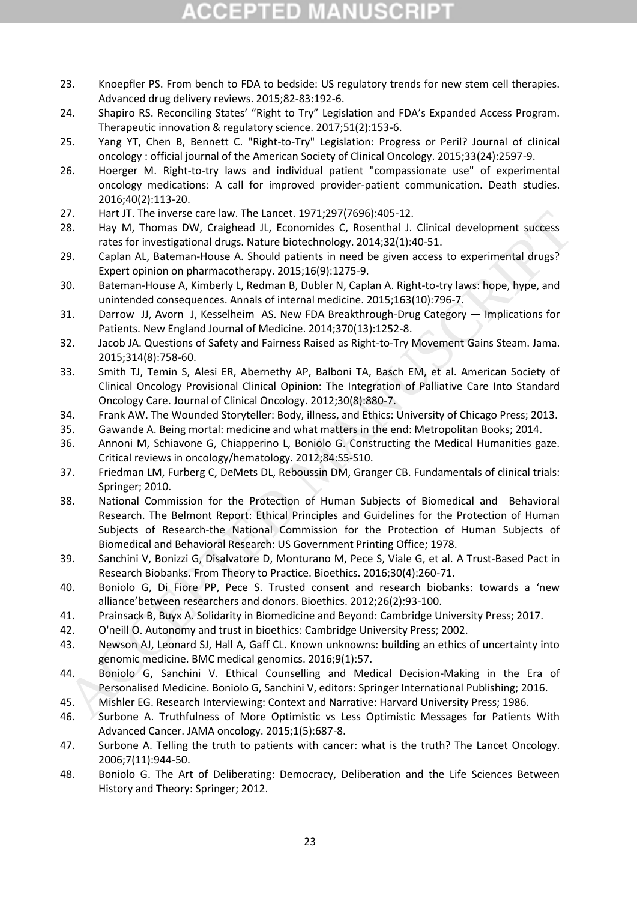23. Knoepfler PS. From bench to FDA to bedside: US regulatory trends for new stem cell therapies. Advanced drug delivery reviews. 2015;82-83:192-6.
24. Shapiro RS. Reconciling States' "Right to Try" Legislation and FDA's Expanded Access Program. Therapeutic innovation & regulatory science. 2017;51(2):153-6.
25. Yang YT, Chen B, Bennett C. "Right-to-Try" Legislation: Progress or Peril? Journal of clinical oncology : official journal of the American Society of Clinical Oncology. 2015;33(24):2597-9.
26. Hoerger M. Right-to-try laws and individual patient "compassionate use" of experimental oncology medications: A call for improved provider-patient communication. Death studies. 2016;40(2):113-20.
27. Hart JT. The inverse care law. The Lancet. 1971;297(7696):405-12.
28. Hay M, Thomas DW, Craighead JL, Economides C, Rosenthal J. Clinical development success rates for investigational drugs. Nature biotechnology. 2014;32(1):40-51.
29. Caplan AL, Bateman-House A. Should patients in need be given access to experimental drugs? Expert opinion on pharmacotherapy. 2015;16(9):1275-9.
30. Bateman-House A, Kimberly L, Redman B, Dubler N, Caplan A. Right-to-try laws: hope, hype, and unintended consequences. Annals of internal medicine. 2015;163(10):796-7.
31. Darrow JJ, Avorn J, Kesselheim AS. New FDA Breakthrough-Drug Category — Implications for Patients. New England Journal of Medicine. 2014;370(13):1252-8.
32. Jacob JA. Questions of Safety and Fairness Raised as Right-to-Try Movement Gains Steam. Jama. 2015;314(8):758-60.
33. Smith TJ, Temin S, Alesi ER, Abernethy AP, Balboni TA, Basch EM, et al. American Society of Clinical Oncology Provisional Clinical Opinion: The Integration of Palliative Care Into Standard Oncology Care. Journal of Clinical Oncology. 2012;30(8):880-7.
34. Frank AW. The Wounded Storyteller: Body, illness, and Ethics: University of Chicago Press; 2013.
35. Gawande A. Being mortal: medicine and what matters in the end: Metropolitan Books; 2014.
36. Annoni M, Schiavone G, Chiapperino L, Boniolo G. Constructing the Medical Humanities gaze. Critical reviews in oncology/hematology. 2012;84:S5-S10.
37. Friedman LM, Furberg C, DeMets DL, Reboussin DM, Granger CB. Fundamentals of clinical trials: Springer; 2010.
38. National Commission for the Protection of Human Subjects of Biomedical and Behavioral Research. The Belmont Report: Ethical Principles and Guidelines for the Protection of Human Subjects of Research-the National Commission for the Protection of Human Subjects of Biomedical and Behavioral Research: US Government Printing Office; 1978.
39. Sanchini V, Bonizzi G, Disalvatore D, Monturano M, Pece S, Viale G, et al. A Trust-Based Pact in Research Biobanks. From Theory to Practice. Bioethics. 2016;30(4):260-71.
40. Boniolo G, Di Fiore PP, Pece S. Trusted consent and research biobanks: towards a 'new alliance'between researchers and donors. Bioethics. 2012;26(2):93-100.
41. Prainsack B, Buyx A. Solidarity in Biomedicine and Beyond: Cambridge University Press; 2017.
42. O'neill O. Autonomy and trust in bioethics: Cambridge University Press; 2002.
43. Newson AJ, Leonard SJ, Hall A, Gaff CL. Known unknowns: building an ethics of uncertainty into genomic medicine. BMC medical genomics. 2016;9(1):57.
44. Boniolo G, Sanchini V. Ethical Counselling and Medical Decision-Making in the Era of Personalised Medicine. Boniolo G, Sanchini V, editors: Springer International Publishing; 2016.
45. Mishler EG. Research Interviewing: Context and Narrative: Harvard University Press; 1986.
46. Surbone A. Truthfulness of More Optimistic vs Less Optimistic Messages for Patients With Advanced Cancer. JAMA oncology. 2015;1(5):687-8.
47. Surbone A. Telling the truth to patients with cancer: what is the truth? The Lancet Oncology. 2006;7(11):944-50.
48. Boniolo G. The Art of Deliberating: Democracy, Deliberation and the Life Sciences Between History and Theory: Springer; 2012.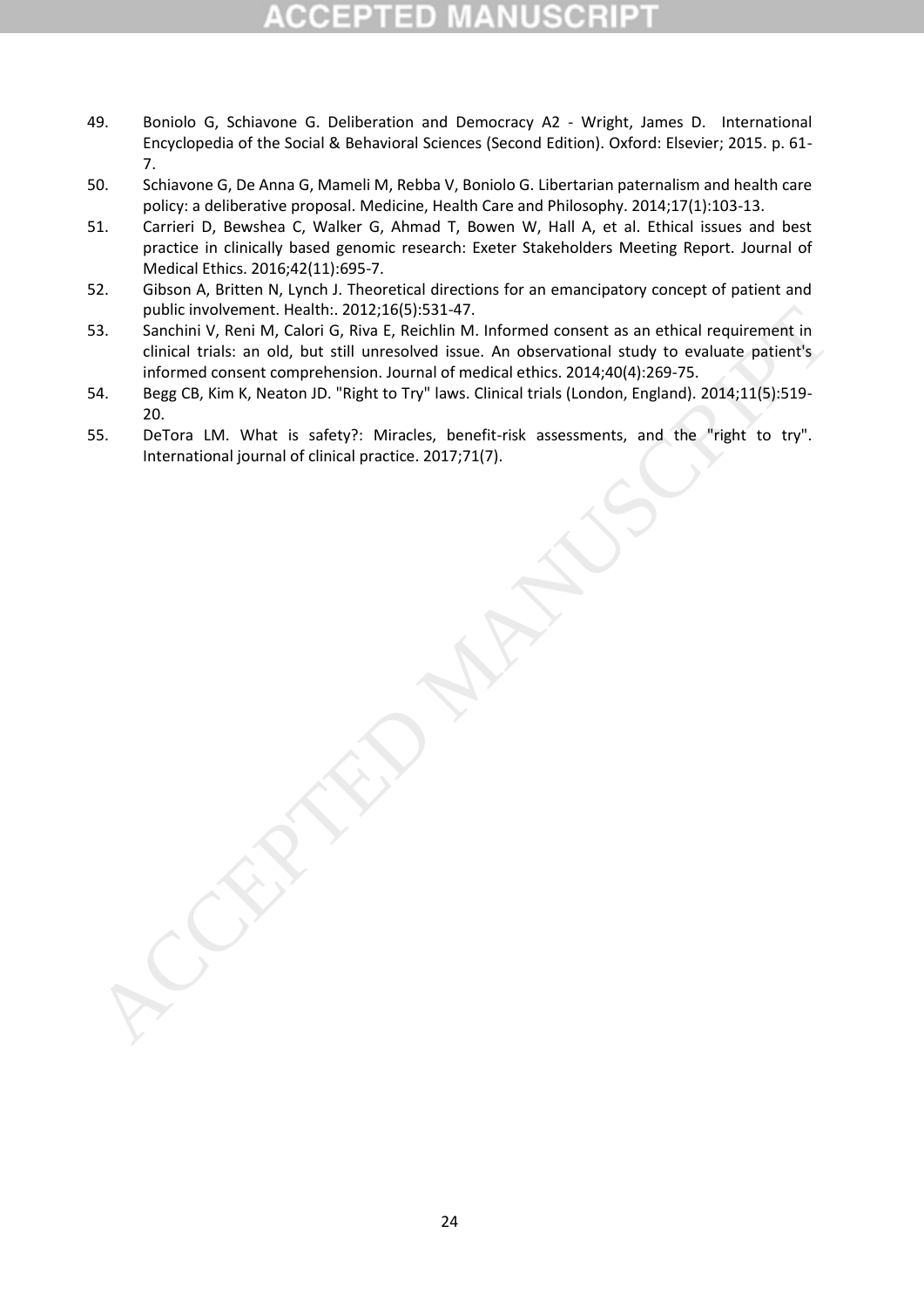49. Boniolo G, Schiavone G. Deliberation and Democracy A2 - Wright, James D. International Encyclopedia of the Social & Behavioral Sciences (Second Edition). Oxford: Elsevier; 2015. p. 61-7.
50. Schiavone G, De Anna G, Mameli M, Rebba V, Boniolo G. Libertarian paternalism and health care policy: a deliberative proposal. Medicine, Health Care and Philosophy. 2014;17(1):103-13.
51. Carrieri D, Bewshea C, Walker G, Ahmad T, Bowen W, Hall A, et al. Ethical issues and best practice in clinically based genomic research: Exeter Stakeholders Meeting Report. Journal of Medical Ethics. 2016;42(11):695-7.
52. Gibson A, Britten N, Lynch J. Theoretical directions for an emancipatory concept of patient and public involvement. Health:. 2012;16(5):531-47.
53. Sanchini V, Reni M, Calori G, Riva E, Reichlin M. Informed consent as an ethical requirement in clinical trials: an old, but still unresolved issue. An observational study to evaluate patient's informed consent comprehension. Journal of medical ethics. 2014;40(4):269-75.
54. Begg CB, Kim K, Neaton JD. "Right to Try" laws. Clinical trials (London, England). 2014;11(5):519-20.
55. DeTora LM. What is safety?: Miracles, benefit-risk assessments, and the "right to try". International journal of clinical practice. 2017;71(7).